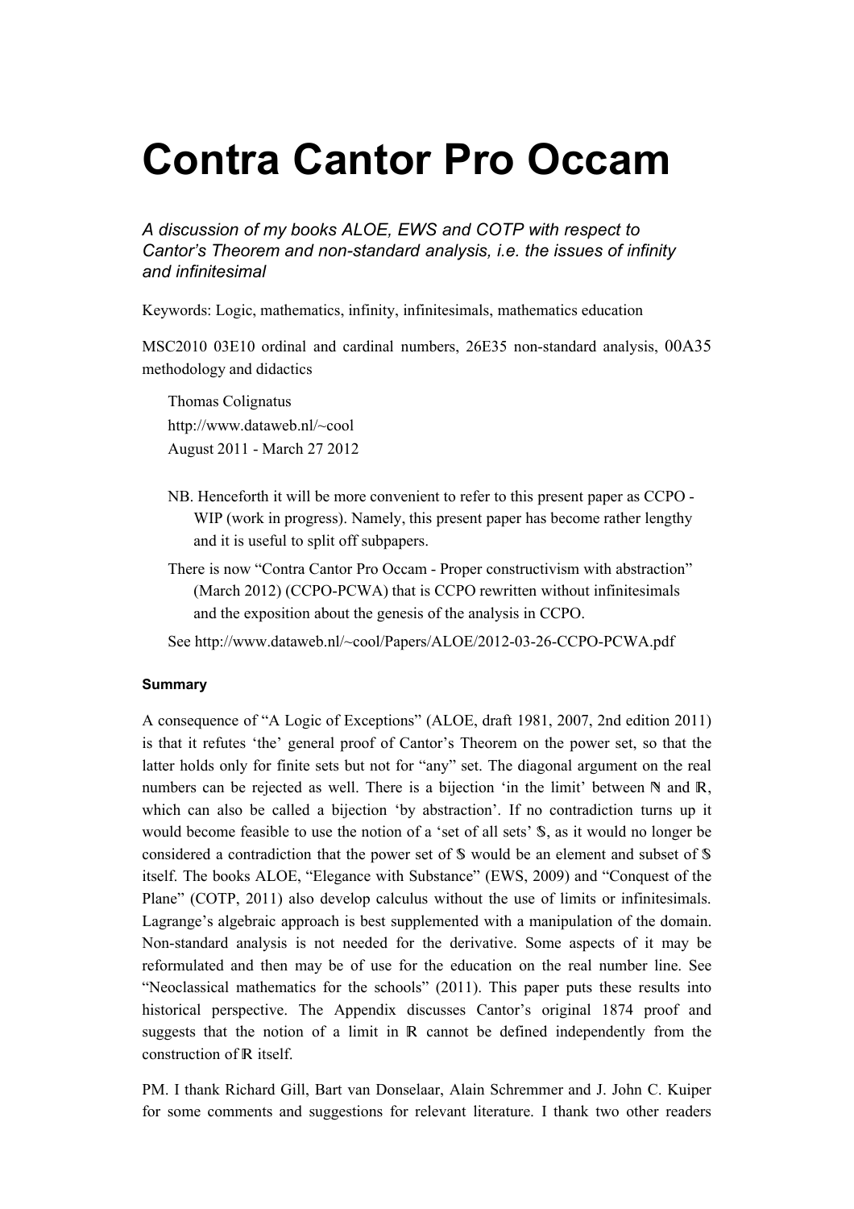# Contra Cantor Pro Occam

*A discussion of my books ALOE, EWS and COTP with respect to Cantor's Theorem and non-standard analysis, i.e. the issues of infinity and infinitesimal*

Keywords: Logic, mathematics, infinity, infinitesimals, mathematics education

MSC2010 03E10 ordinal and cardinal numbers, 26E35 non-standard analysis, 00A35 methodology and didactics

Thomas Colignatus
http://www.dataweb.nl/~cool
August 2011 - March 27 2012

NB. Henceforth it will be more convenient to refer to this present paper as CCPO - WIP (work in progress). Namely, this present paper has become rather lengthy and it is useful to split off subpapers.

There is now "Contra Cantor Pro Occam - Proper constructivism with abstraction" (March 2012) (CCPO-PCWA) that is CCPO rewritten without infinitesimals and the exposition about the genesis of the analysis in CCPO.

See http://www.dataweb.nl/~cool/Papers/ALOE/2012-03-26-CCPO-PCWA.pdf

#### Summary

A consequence of "A Logic of Exceptions" (ALOE, draft 1981, 2007, 2nd edition 2011) is that it refutes 'the' general proof of Cantor's Theorem on the power set, so that the latter holds only for finite sets but not for "any" set. The diagonal argument on the real numbers can be rejected as well. There is a bijection 'in the limit' between $\mathbb{N}$ and $\mathbb{R}$, which can also be called a bijection 'by abstraction'. If no contradiction turns up it would become feasible to use the notion of a 'set of all sets' $\mathbb{S}$, as it would no longer be considered a contradiction that the power set of $\mathbb{S}$ would be an element and subset of $\mathbb{S}$ itself. The books ALOE, "Elegance with Substance" (EWS, 2009) and "Conquest of the Plane" (COTP, 2011) also develop calculus without the use of limits or infinitesimals. Lagrange's algebraic approach is best supplemented with a manipulation of the domain. Non-standard analysis is not needed for the derivative. Some aspects of it may be reformulated and then may be of use for the education on the real number line. See "Neoclassical mathematics for the schools" (2011). This paper puts these results into historical perspective. The Appendix discusses Cantor's original 1874 proof and suggests that the notion of a limit in $\mathbb{R}$ cannot be defined independently from the construction of $\mathbb{R}$ itself.

PM. I thank Richard Gill, Bart van Donselaar, Alain Schremmer and J. John C. Kuiper for some comments and suggestions for relevant literature. I thank two other readers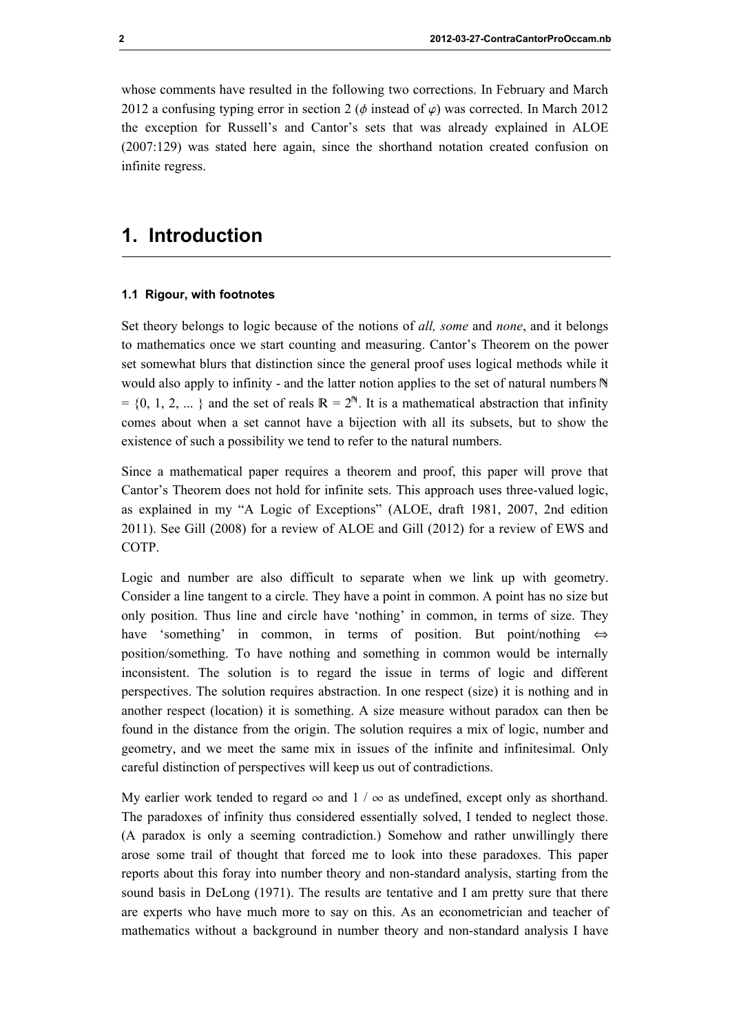whose comments have resulted in the following two corrections. In February and March 2012 a confusing typing error in section 2 ($\phi$ instead of $\varphi$) was corrected. In March 2012 the exception for Russell's and Cantor's sets that was already explained in ALOE (2007:129) was stated here again, since the shorthand notation created confusion on infinite regress.

# 1. Introduction

### 1.1 Rigour, with footnotes

Set theory belongs to logic because of the notions of *all, some* and *none*, and it belongs to mathematics once we start counting and measuring. Cantor's Theorem on the power set somewhat blurs that distinction since the general proof uses logical methods while it would also apply to infinity - and the latter notion applies to the set of natural numbers $\mathbb{N} = \{0, 1, 2, ... \}$ and the set of reals $\mathbb{R} = 2^{\mathbb{N}}$. It is a mathematical abstraction that infinity comes about when a set cannot have a bijection with all its subsets, but to show the existence of such a possibility we tend to refer to the natural numbers.

Since a mathematical paper requires a theorem and proof, this paper will prove that Cantor's Theorem does not hold for infinite sets. This approach uses three-valued logic, as explained in my "A Logic of Exceptions" (ALOE, draft 1981, 2007, 2nd edition 2011). See Gill (2008) for a review of ALOE and Gill (2012) for a review of EWS and COTP.

Logic and number are also difficult to separate when we link up with geometry. Consider a line tangent to a circle. They have a point in common. A point has no size but only position. Thus line and circle have 'nothing' in common, in terms of size. They have 'something' in common, in terms of position. But point/nothing $\Leftrightarrow$ position/something. To have nothing and something in common would be internally inconsistent. The solution is to regard the issue in terms of logic and different perspectives. The solution requires abstraction. In one respect (size) it is nothing and in another respect (location) it is something. A size measure without paradox can then be found in the distance from the origin. The solution requires a mix of logic, number and geometry, and we meet the same mix in issues of the infinite and infinitesimal. Only careful distinction of perspectives will keep us out of contradictions.

My earlier work tended to regard $\infty$ and $1 / \infty$ as undefined, except only as shorthand. The paradoxes of infinity thus considered essentially solved, I tended to neglect those. (A paradox is only a seeming contradiction.) Somehow and rather unwillingly there arose some trail of thought that forced me to look into these paradoxes. This paper reports about this foray into number theory and non-standard analysis, starting from the sound basis in DeLong (1971). The results are tentative and I am pretty sure that there are experts who have much more to say on this. As an econometrician and teacher of mathematics without a background in number theory and non-standard analysis I have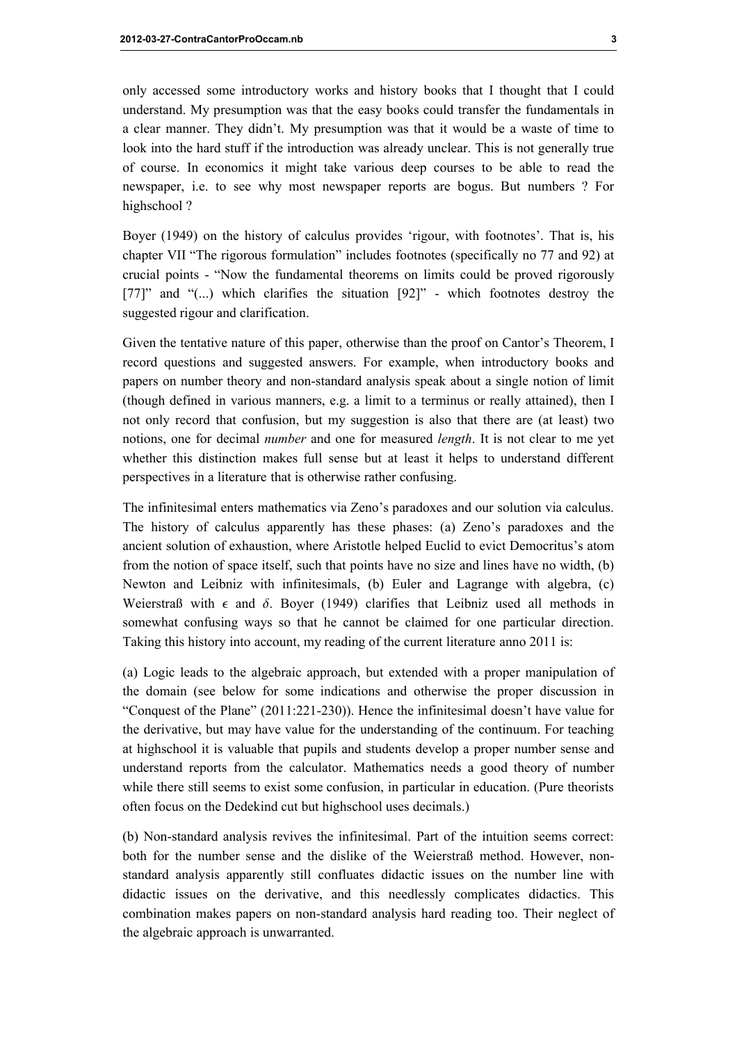only accessed some introductory works and history books that I thought that I could understand. My presumption was that the easy books could transfer the fundamentals in a clear manner. They didn't. My presumption was that it would be a waste of time to look into the hard stuff if the introduction was already unclear. This is not generally true of course. In economics it might take various deep courses to be able to read the newspaper, i.e. to see why most newspaper reports are bogus. But numbers ? For highschool ?

Boyer (1949) on the history of calculus provides 'rigour, with footnotes'. That is, his chapter VII "The rigorous formulation" includes footnotes (specifically no 77 and 92) at crucial points - "Now the fundamental theorems on limits could be proved rigorously [77]" and "(...) which clarifies the situation [92]" - which footnotes destroy the suggested rigour and clarification.

Given the tentative nature of this paper, otherwise than the proof on Cantor's Theorem, I record questions and suggested answers. For example, when introductory books and papers on number theory and non-standard analysis speak about a single notion of limit (though defined in various manners, e.g. a limit to a terminus or really attained), then I not only record that confusion, but my suggestion is also that there are (at least) two notions, one for decimal *number* and one for measured *length*. It is not clear to me yet whether this distinction makes full sense but at least it helps to understand different perspectives in a literature that is otherwise rather confusing.

The infinitesimal enters mathematics via Zeno's paradoxes and our solution via calculus. The history of calculus apparently has these phases: (a) Zeno's paradoxes and the ancient solution of exhaustion, where Aristotle helped Euclid to evict Democritus's atom from the notion of space itself, such that points have no size and lines have no width, (b) Newton and Leibniz with infinitesimals, (b) Euler and Lagrange with algebra, (c) Weierstraß with $\epsilon$ and $\delta$. Boyer (1949) clarifies that Leibniz used all methods in somewhat confusing ways so that he cannot be claimed for one particular direction. Taking this history into account, my reading of the current literature anno 2011 is:

(a) Logic leads to the algebraic approach, but extended with a proper manipulation of the domain (see below for some indications and otherwise the proper discussion in "Conquest of the Plane" (2011:221-230)). Hence the infinitesimal doesn't have value for the derivative, but may have value for the understanding of the continuum. For teaching at highschool it is valuable that pupils and students develop a proper number sense and understand reports from the calculator. Mathematics needs a good theory of number while there still seems to exist some confusion, in particular in education. (Pure theorists often focus on the Dedekind cut but highschool uses decimals.)

(b) Non-standard analysis revives the infinitesimal. Part of the intuition seems correct: both for the number sense and the dislike of the Weierstraß method. However, non-standard analysis apparently still confluates didactic issues on the number line with didactic issues on the derivative, and this needlessly complicates didactics. This combination makes papers on non-standard analysis hard reading too. Their neglect of the algebraic approach is unwarranted.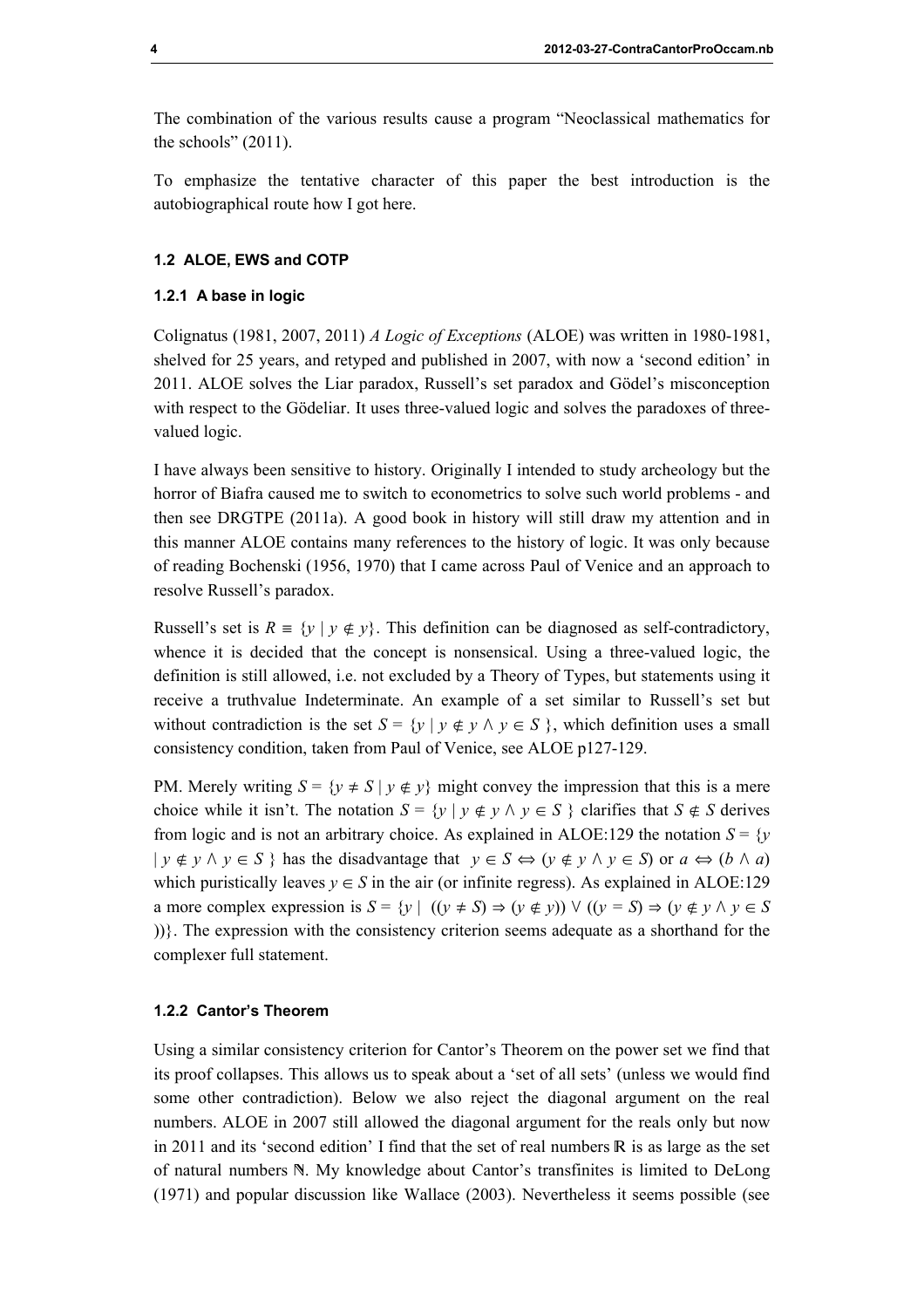The combination of the various results cause a program “Neoclassical mathematics for the schools” (2011).

To emphasize the tentative character of this paper the best introduction is the autobiographical route how I got here.

### 1.2 ALOE, EWS and COTP

#### 1.2.1 A base in logic

Colignatus (1981, 2007, 2011) *A Logic of Exceptions* (ALOE) was written in 1980-1981, shelved for 25 years, and retyped and published in 2007, with now a ‘second edition’ in 2011. ALOE solves the Liar paradox, Russell’s set paradox and Gödel’s misconception with respect to the Gödeliar. It uses three-valued logic and solves the paradoxes of three-valued logic.

I have always been sensitive to history. Originally I intended to study archeology but the horror of Biafra caused me to switch to econometrics to solve such world problems - and then see DRGTPE (2011a). A good book in history will still draw my attention and in this manner ALOE contains many references to the history of logic. It was only because of reading Bochenski (1956, 1970) that I came across Paul of Venice and an approach to resolve Russell’s paradox.

Russell’s set is $R \equiv \{y \mid y \notin y\}$. This definition can be diagnosed as self-contradictory, whence it is decided that the concept is nonsensical. Using a three-valued logic, the definition is still allowed, i.e. not excluded by a Theory of Types, but statements using it receive a truthvalue Indeterminate. An example of a set similar to Russell’s set but without contradiction is the set $S = \{y \mid y \notin y \land y \in S\}$, which definition uses a small consistency condition, taken from Paul of Venice, see ALOE p127-129.

PM. Merely writing $S = \{y \neq S \mid y \notin y\}$ might convey the impression that this is a mere choice while it isn’t. The notation $S = \{y \mid y \notin y \land y \in S\}$ clarifies that $S \notin S$ derives from logic and is not an arbitrary choice. As explained in ALOE:129 the notation $S = \{y \mid y \notin y \land y \in S\}$ has the disadvantage that $y \in S \Leftrightarrow (y \notin y \land y \in S)$ or $a \Leftrightarrow (b \land a)$ which puristically leaves $y \in S$ in the air (or infinite regress). As explained in ALOE:129 a more complex expression is $S = \{y \mid ((y \neq S) \Rightarrow (y \notin y)) \lor ((y = S) \Rightarrow (y \notin y \land y \in S))\}$. The expression with the consistency criterion seems adequate as a shorthand for the complexer full statement.

#### 1.2.2 Cantor’s Theorem

Using a similar consistency criterion for Cantor’s Theorem on the power set we find that its proof collapses. This allows us to speak about a ‘set of all sets’ (unless we would find some other contradiction). Below we also reject the diagonal argument on the real numbers. ALOE in 2007 still allowed the diagonal argument for the reals only but now in 2011 and its ‘second edition’ I find that the set of real numbers $\mathbb{R}$ is as large as the set of natural numbers $\mathbb{N}$. My knowledge about Cantor’s transfinites is limited to DeLong (1971) and popular discussion like Wallace (2003). Nevertheless it seems possible (see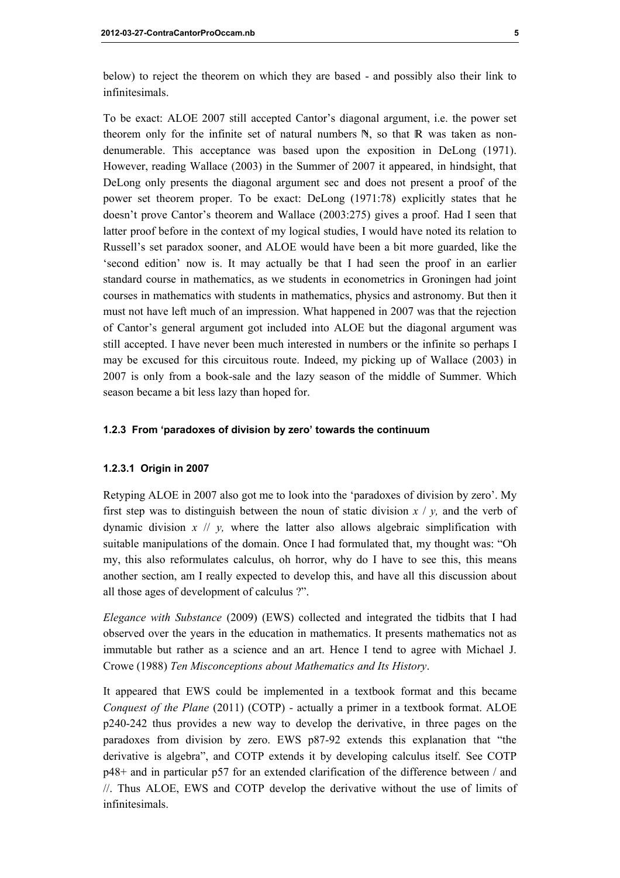below) to reject the theorem on which they are based - and possibly also their link to infinitesimals.

To be exact: ALOE 2007 still accepted Cantor's diagonal argument, i.e. the power set theorem only for the infinite set of natural numbers ℕ, so that ℝ was taken as non-denumerable. This acceptance was based upon the exposition in DeLong (1971). However, reading Wallace (2003) in the Summer of 2007 it appeared, in hindsight, that DeLong only presents the diagonal argument sec and does not present a proof of the power set theorem proper. To be exact: DeLong (1971:78) explicitly states that he doesn't prove Cantor's theorem and Wallace (2003:275) gives a proof. Had I seen that latter proof before in the context of my logical studies, I would have noted its relation to Russell's set paradox sooner, and ALOE would have been a bit more guarded, like the 'second edition' now is. It may actually be that I had seen the proof in an earlier standard course in mathematics, as we students in econometrics in Groningen had joint courses in mathematics with students in mathematics, physics and astronomy. But then it must not have left much of an impression. What happened in 2007 was that the rejection of Cantor's general argument got included into ALOE but the diagonal argument was still accepted. I have never been much interested in numbers or the infinite so perhaps I may be excused for this circuitous route. Indeed, my picking up of Wallace (2003) in 2007 is only from a book-sale and the lazy season of the middle of Summer. Which season became a bit less lazy than hoped for.

### 1.2.3 From 'paradoxes of division by zero' towards the continuum

#### 1.2.3.1 Origin in 2007

Retyping ALOE in 2007 also got me to look into the 'paradoxes of division by zero'. My first step was to distinguish between the noun of static division $x \,/\, y$, and the verb of dynamic division $x \,//\, y$, where the latter also allows algebraic simplification with suitable manipulations of the domain. Once I had formulated that, my thought was: "Oh my, this also reformulates calculus, oh horror, why do I have to see this, this means another section, am I really expected to develop this, and have all this discussion about all those ages of development of calculus ?".

*Elegance with Substance* (2009) (EWS) collected and integrated the tidbits that I had observed over the years in the education in mathematics. It presents mathematics not as immutable but rather as a science and an art. Hence I tend to agree with Michael J. Crowe (1988) *Ten Misconceptions about Mathematics and Its History*.

It appeared that EWS could be implemented in a textbook format and this became *Conquest of the Plane* (2011) (COTP) - actually a primer in a textbook format. ALOE p240-242 thus provides a new way to develop the derivative, in three pages on the paradoxes from division by zero. EWS p87-92 extends this explanation that "the derivative is algebra", and COTP extends it by developing calculus itself. See COTP p48+ and in particular p57 for an extended clarification of the difference between / and //. Thus ALOE, EWS and COTP develop the derivative without the use of limits of infinitesimals.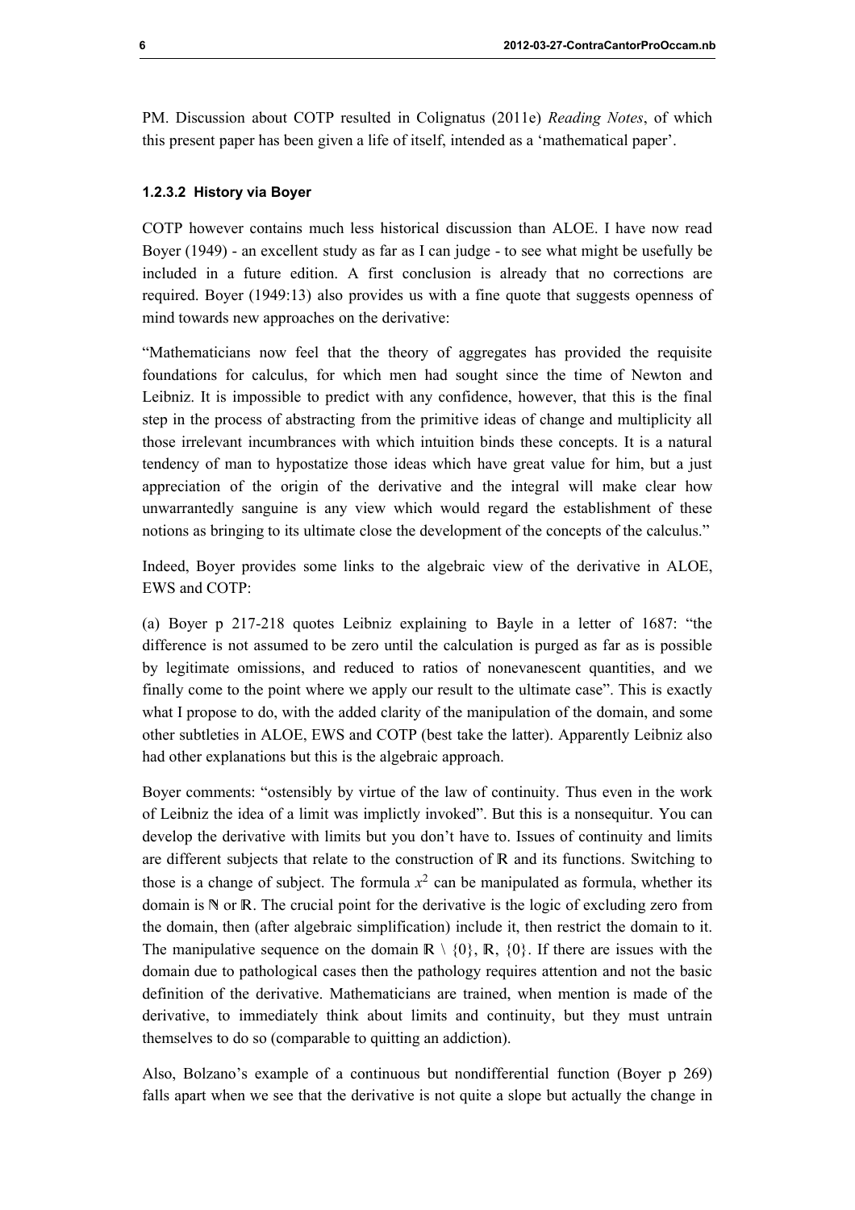PM. Discussion about COTP resulted in Colignatus (2011e) *Reading Notes*, of which this present paper has been given a life of itself, intended as a 'mathematical paper'.

#### 1.2.3.2 History via Boyer

COTP however contains much less historical discussion than ALOE. I have now read Boyer (1949) - an excellent study as far as I can judge - to see what might be usefully be included in a future edition. A first conclusion is already that no corrections are required. Boyer (1949:13) also provides us with a fine quote that suggests openness of mind towards new approaches on the derivative:

"Mathematicians now feel that the theory of aggregates has provided the requisite foundations for calculus, for which men had sought since the time of Newton and Leibniz. It is impossible to predict with any confidence, however, that this is the final step in the process of abstracting from the primitive ideas of change and multiplicity all those irrelevant incumbrances with which intuition binds these concepts. It is a natural tendency of man to hypostatize those ideas which have great value for him, but a just appreciation of the origin of the derivative and the integral will make clear how unwarrantedly sanguine is any view which would regard the establishment of these notions as bringing to its ultimate close the development of the concepts of the calculus."

Indeed, Boyer provides some links to the algebraic view of the derivative in ALOE, EWS and COTP:

(a) Boyer p 217-218 quotes Leibniz explaining to Bayle in a letter of 1687: "the difference is not assumed to be zero until the calculation is purged as far as is possible by legitimate omissions, and reduced to ratios of nonevanescent quantities, and we finally come to the point where we apply our result to the ultimate case". This is exactly what I propose to do, with the added clarity of the manipulation of the domain, and some other subtleties in ALOE, EWS and COTP (best take the latter). Apparently Leibniz also had other explanations but this is the algebraic approach.

Boyer comments: "ostensibly by virtue of the law of continuity. Thus even in the work of Leibniz the idea of a limit was implictly invoked". But this is a nonsequitur. You can develop the derivative with limits but you don't have to. Issues of continuity and limits are different subjects that relate to the construction of $\mathbb{R}$ and its functions. Switching to those is a change of subject. The formula $x^2$ can be manipulated as formula, whether its domain is $\mathbb{N}$ or $\mathbb{R}$. The crucial point for the derivative is the logic of excluding zero from the domain, then (after algebraic simplification) include it, then restrict the domain to it. The manipulative sequence on the domain $\mathbb{R} \setminus \{0\}$, $\mathbb{R}$, $\{0\}$. If there are issues with the domain due to pathological cases then the pathology requires attention and not the basic definition of the derivative. Mathematicians are trained, when mention is made of the derivative, to immediately think about limits and continuity, but they must untrain themselves to do so (comparable to quitting an addiction).

Also, Bolzano's example of a continuous but nondifferential function (Boyer p 269) falls apart when we see that the derivative is not quite a slope but actually the change in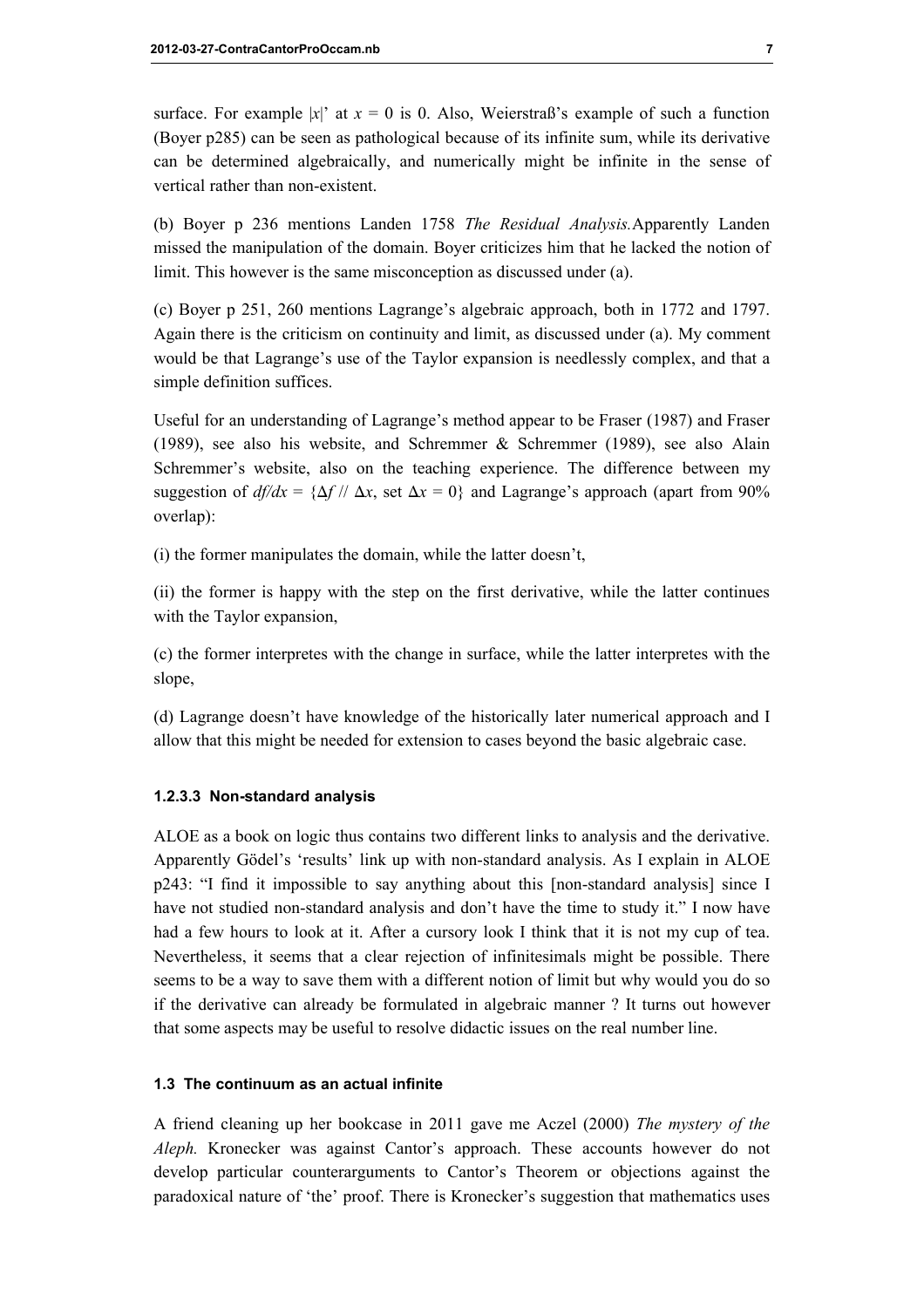surface. For example $|x|'$ at $x = 0$ is 0. Also, Weierstraß's example of such a function (Boyer p285) can be seen as pathological because of its infinite sum, while its derivative can be determined algebraically, and numerically might be infinite in the sense of vertical rather than non-existent.

(b) Boyer p 236 mentions Landen 1758 *The Residual Analysis.* Apparently Landen missed the manipulation of the domain. Boyer criticizes him that he lacked the notion of limit. This however is the same misconception as discussed under (a).

(c) Boyer p 251, 260 mentions Lagrange's algebraic approach, both in 1772 and 1797. Again there is the criticism on continuity and limit, as discussed under (a). My comment would be that Lagrange's use of the Taylor expansion is needlessly complex, and that a simple definition suffices.

Useful for an understanding of Lagrange's method appear to be Fraser (1987) and Fraser (1989), see also his website, and Schremmer & Schremmer (1989), see also Alain Schremmer's website, also on the teaching experience. The difference between my suggestion of $df/dx = \{\Delta f \mathbin{//} \Delta x, \text{ set } \Delta x = 0\}$ and Lagrange's approach (apart from 90% overlap):

(i) the former manipulates the domain, while the latter doesn't,

(ii) the former is happy with the step on the first derivative, while the latter continues with the Taylor expansion,

(c) the former interpretes with the change in surface, while the latter interpretes with the slope,

(d) Lagrange doesn't have knowledge of the historically later numerical approach and I allow that this might be needed for extension to cases beyond the basic algebraic case.

#### 1.2.3.3 Non-standard analysis

ALOE as a book on logic thus contains two different links to analysis and the derivative. Apparently Gödel's 'results' link up with non-standard analysis. As I explain in ALOE p243: "I find it impossible to say anything about this [non-standard analysis] since I have not studied non-standard analysis and don't have the time to study it." I now have had a few hours to look at it. After a cursory look I think that it is not my cup of tea. Nevertheless, it seems that a clear rejection of infinitesimals might be possible. There seems to be a way to save them with a different notion of limit but why would you do so if the derivative can already be formulated in algebraic manner ? It turns out however that some aspects may be useful to resolve didactic issues on the real number line.

### 1.3 The continuum as an actual infinite

A friend cleaning up her bookcase in 2011 gave me Aczel (2000) *The mystery of the Aleph.* Kronecker was against Cantor's approach. These accounts however do not develop particular counterarguments to Cantor's Theorem or objections against the paradoxical nature of 'the' proof. There is Kronecker's suggestion that mathematics uses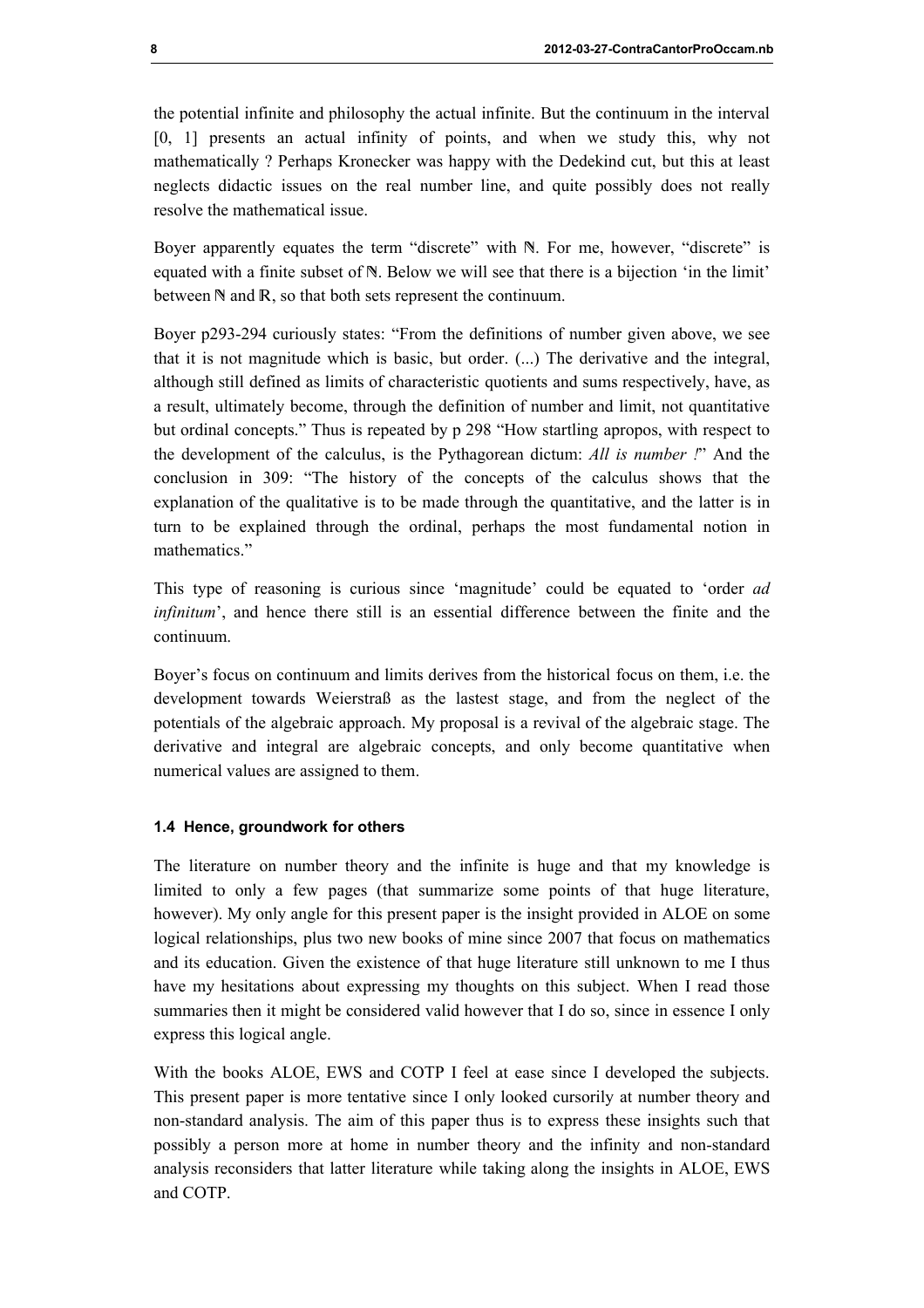the potential infinite and philosophy the actual infinite. But the continuum in the interval [0, 1] presents an actual infinity of points, and when we study this, why not mathematically ? Perhaps Kronecker was happy with the Dedekind cut, but this at least neglects didactic issues on the real number line, and quite possibly does not really resolve the mathematical issue.

Boyer apparently equates the term "discrete" with $\mathbb{N}$. For me, however, "discrete" is equated with a finite subset of $\mathbb{N}$. Below we will see that there is a bijection 'in the limit' between $\mathbb{N}$ and $\mathbb{R}$, so that both sets represent the continuum.

Boyer p293-294 curiously states: "From the definitions of number given above, we see that it is not magnitude which is basic, but order. (...) The derivative and the integral, although still defined as limits of characteristic quotients and sums respectively, have, as a result, ultimately become, through the definition of number and limit, not quantitative but ordinal concepts." Thus is repeated by p 298 "How startling apropos, with respect to the development of the calculus, is the Pythagorean dictum: *All is number !*" And the conclusion in 309: "The history of the concepts of the calculus shows that the explanation of the qualitative is to be made through the quantitative, and the latter is in turn to be explained through the ordinal, perhaps the most fundamental notion in mathematics."

This type of reasoning is curious since 'magnitude' could be equated to 'order *ad infinitum*', and hence there still is an essential difference between the finite and the continuum.

Boyer's focus on continuum and limits derives from the historical focus on them, i.e. the development towards Weierstraß as the lastest stage, and from the neglect of the potentials of the algebraic approach. My proposal is a revival of the algebraic stage. The derivative and integral are algebraic concepts, and only become quantitative when numerical values are assigned to them.

### 1.4 Hence, groundwork for others

The literature on number theory and the infinite is huge and that my knowledge is limited to only a few pages (that summarize some points of that huge literature, however). My only angle for this present paper is the insight provided in ALOE on some logical relationships, plus two new books of mine since 2007 that focus on mathematics and its education. Given the existence of that huge literature still unknown to me I thus have my hesitations about expressing my thoughts on this subject. When I read those summaries then it might be considered valid however that I do so, since in essence I only express this logical angle.

With the books ALOE, EWS and COTP I feel at ease since I developed the subjects. This present paper is more tentative since I only looked cursorily at number theory and non-standard analysis. The aim of this paper thus is to express these insights such that possibly a person more at home in number theory and the infinity and non-standard analysis reconsiders that latter literature while taking along the insights in ALOE, EWS and COTP.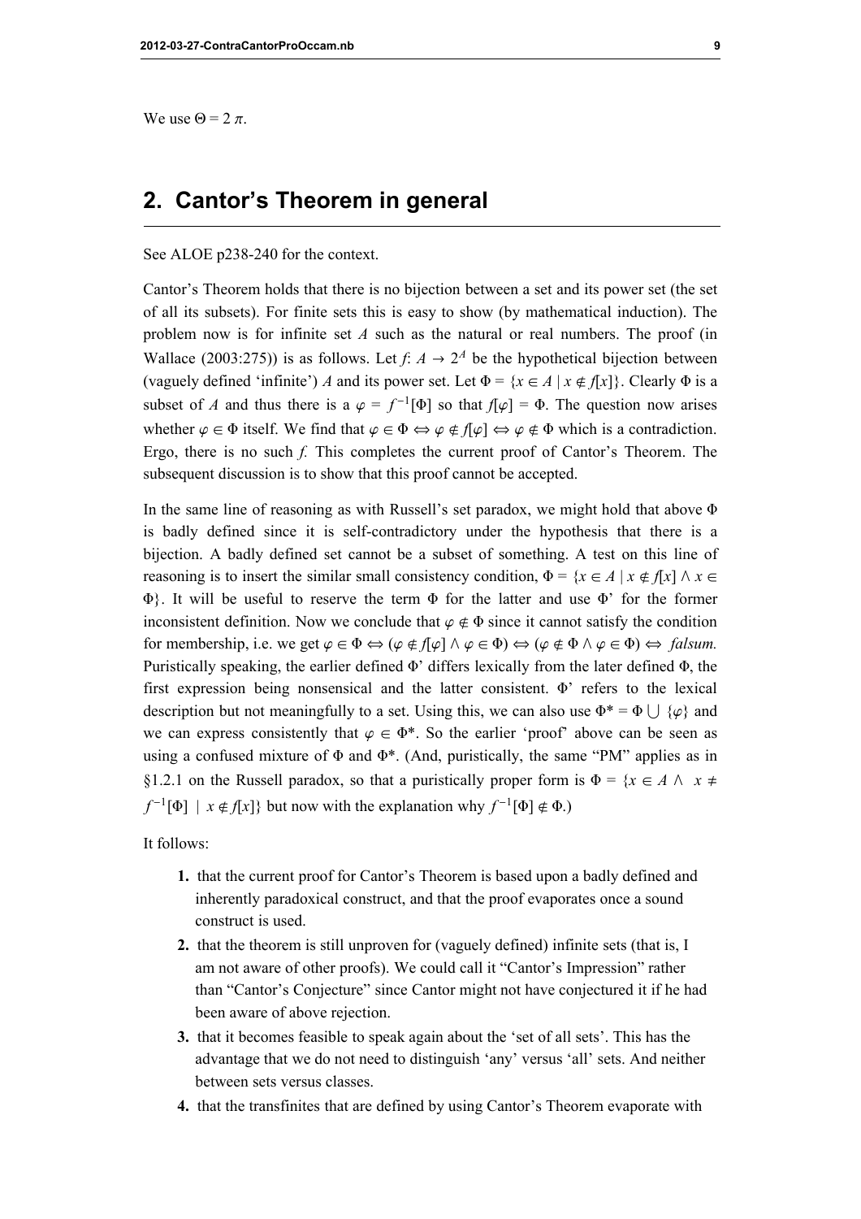We use $\Theta = 2\,\pi$.

## 2. Cantor's Theorem in general

See ALOE p238-240 for the context.

Cantor's Theorem holds that there is no bijection between a set and its power set (the set of all its subsets). For finite sets this is easy to show (by mathematical induction). The problem now is for infinite set $A$ such as the natural or real numbers. The proof (in Wallace (2003:275)) is as follows. Let $f$: $A \to 2^A$ be the hypothetical bijection between (vaguely defined 'infinite') $A$ and its power set. Let $\Phi = \{x \in A \mid x \notin f[x]\}$. Clearly $\Phi$ is a subset of $A$ and thus there is a $\varphi = f^{-1}[\Phi]$ so that $f[\varphi] = \Phi$. The question now arises whether $\varphi \in \Phi$ itself. We find that $\varphi \in \Phi \Leftrightarrow \varphi \notin f[\varphi] \Leftrightarrow \varphi \notin \Phi$ which is a contradiction. Ergo, there is no such $f$. This completes the current proof of Cantor's Theorem. The subsequent discussion is to show that this proof cannot be accepted.

In the same line of reasoning as with Russell's set paradox, we might hold that above $\Phi$ is badly defined since it is self-contradictory under the hypothesis that there is a bijection. A badly defined set cannot be a subset of something. A test on this line of reasoning is to insert the similar small consistency condition, $\Phi = \{x \in A \mid x \notin f[x] \land x \in \Phi\}$. It will be useful to reserve the term $\Phi$ for the latter and use $\Phi$' for the former inconsistent definition. Now we conclude that $\varphi \notin \Phi$ since it cannot satisfy the condition for membership, i.e. we get $\varphi \in \Phi \Leftrightarrow (\varphi \notin f[\varphi] \land \varphi \in \Phi) \Leftrightarrow (\varphi \notin \Phi \land \varphi \in \Phi) \Leftrightarrow$ *falsum.* Puristically speaking, the earlier defined $\Phi$' differs lexically from the later defined $\Phi$, the first expression being nonsensical and the latter consistent. $\Phi$' refers to the lexical description but not meaningfully to a set. Using this, we can also use $\Phi^* = \Phi \bigcup \{\varphi\}$ and we can express consistently that $\varphi \in \Phi^*$. So the earlier 'proof' above can be seen as using a confused mixture of $\Phi$ and $\Phi^*$. (And, puristically, the same "PM" applies as in §1.2.1 on the Russell paradox, so that a puristically proper form is $\Phi = \{x \in A \land x \neq f^{-1}[\Phi] \mid x \notin f[x]\}$ but now with the explanation why $f^{-1}[\Phi] \notin \Phi$.)

It follows:

1. that the current proof for Cantor's Theorem is based upon a badly defined and inherently paradoxical construct, and that the proof evaporates once a sound construct is used.
2. that the theorem is still unproven for (vaguely defined) infinite sets (that is, I am not aware of other proofs). We could call it "Cantor's Impression" rather than "Cantor's Conjecture" since Cantor might not have conjectured it if he had been aware of above rejection.
3. that it becomes feasible to speak again about the 'set of all sets'. This has the advantage that we do not need to distinguish 'any' versus 'all' sets. And neither between sets versus classes.
4. that the transfinites that are defined by using Cantor's Theorem evaporate with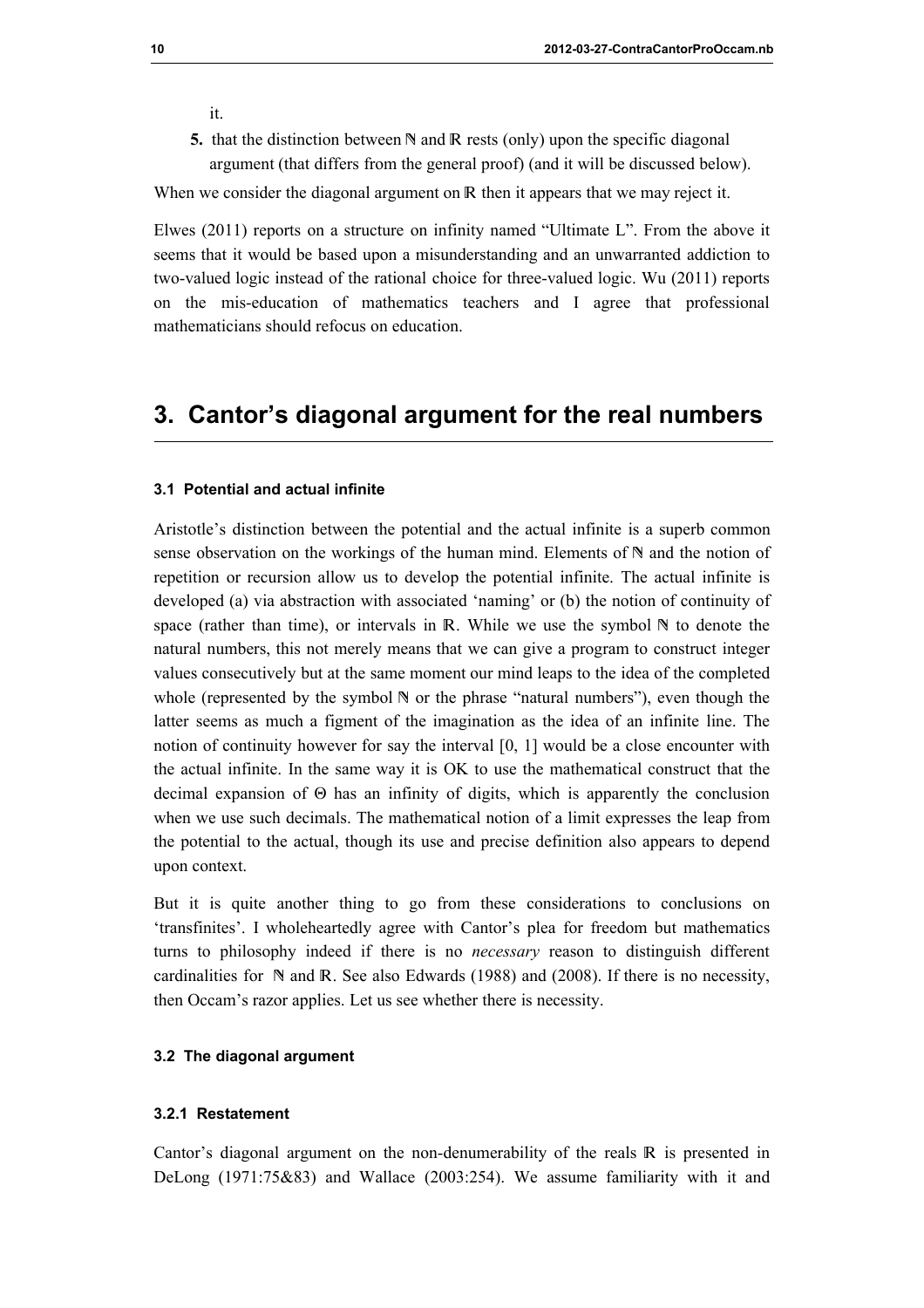it.

**5.** that the distinction between $\mathbb{N}$ and $\mathbb{R}$ rests (only) upon the specific diagonal argument (that differs from the general proof) (and it will be discussed below).

When we consider the diagonal argument on $\mathbb{R}$ then it appears that we may reject it.

Elwes (2011) reports on a structure on infinity named "Ultimate L". From the above it seems that it would be based upon a misunderstanding and an unwarranted addiction to two-valued logic instead of the rational choice for three-valued logic. Wu (2011) reports on the mis-education of mathematics teachers and I agree that professional mathematicians should refocus on education.

## 3. Cantor's diagonal argument for the real numbers

### 3.1 Potential and actual infinite

Aristotle's distinction between the potential and the actual infinite is a superb common sense observation on the workings of the human mind. Elements of $\mathbb{N}$ and the notion of repetition or recursion allow us to develop the potential infinite. The actual infinite is developed (a) via abstraction with associated 'naming' or (b) the notion of continuity of space (rather than time), or intervals in $\mathbb{R}$. While we use the symbol $\mathbb{N}$ to denote the natural numbers, this not merely means that we can give a program to construct integer values consecutively but at the same moment our mind leaps to the idea of the completed whole (represented by the symbol $\mathbb{N}$ or the phrase "natural numbers"), even though the latter seems as much a figment of the imagination as the idea of an infinite line. The notion of continuity however for say the interval [0, 1] would be a close encounter with the actual infinite. In the same way it is OK to use the mathematical construct that the decimal expansion of $\Theta$ has an infinity of digits, which is apparently the conclusion when we use such decimals. The mathematical notion of a limit expresses the leap from the potential to the actual, though its use and precise definition also appears to depend upon context.

But it is quite another thing to go from these considerations to conclusions on 'transfinites'. I wholeheartedly agree with Cantor's plea for freedom but mathematics turns to philosophy indeed if there is no *necessary* reason to distinguish different cardinalities for $\mathbb{N}$ and $\mathbb{R}$. See also Edwards (1988) and (2008). If there is no necessity, then Occam's razor applies. Let us see whether there is necessity.

### 3.2 The diagonal argument

#### 3.2.1 Restatement

Cantor's diagonal argument on the non-denumerability of the reals $\mathbb{R}$ is presented in DeLong (1971:75&83) and Wallace (2003:254). We assume familiarity with it and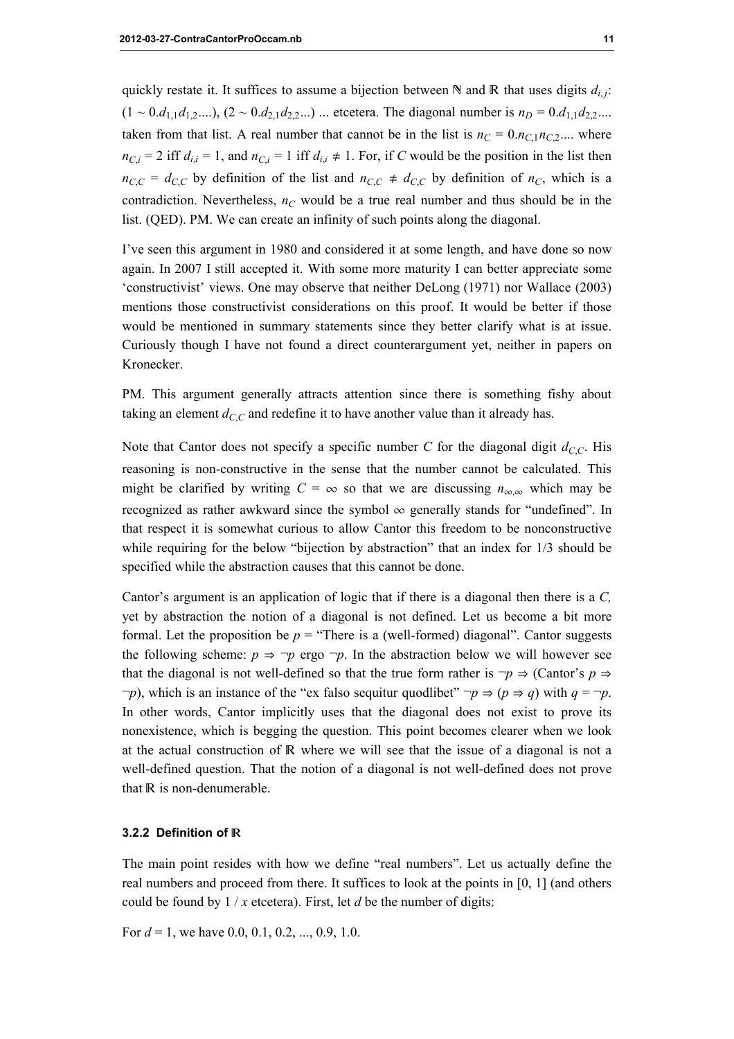quickly restate it. It suffices to assume a bijection between ℕ and ℝ that uses digits $d_{i,j}$: ($1 \sim 0.d_{1,1}d_{1,2}....$), ($2 \sim 0.d_{2,1}d_{2,2}...$) ... etcetera. The diagonal number is $n_D = 0.d_{1,1}d_{2,2}....$ taken from that list. A real number that cannot be in the list is $n_C = 0.n_{C,1}n_{C,2}....$ where $n_{C,i} = 2$ iff $d_{i,i} = 1$, and $n_{C,i} = 1$ iff $d_{i,i} \neq 1$. For, if $C$ would be the position in the list then $n_{C,C} = d_{C,C}$ by definition of the list and $n_{C,C} \neq d_{C,C}$ by definition of $n_C$, which is a contradiction. Nevertheless, $n_C$ would be a true real number and thus should be in the list. (QED). PM. We can create an infinity of such points along the diagonal.

I've seen this argument in 1980 and considered it at some length, and have done so now again. In 2007 I still accepted it. With some more maturity I can better appreciate some 'constructivist' views. One may observe that neither DeLong (1971) nor Wallace (2003) mentions those constructivist considerations on this proof. It would be better if those would be mentioned in summary statements since they better clarify what is at issue. Curiously though I have not found a direct counterargument yet, neither in papers on Kronecker.

PM. This argument generally attracts attention since there is something fishy about taking an element $d_{C,C}$ and redefine it to have another value than it already has.

Note that Cantor does not specify a specific number $C$ for the diagonal digit $d_{C,C}$. His reasoning is non-constructive in the sense that the number cannot be calculated. This might be clarified by writing $C = \infty$ so that we are discussing $n_{\infty,\infty}$ which may be recognized as rather awkward since the symbol $\infty$ generally stands for "undefined". In that respect it is somewhat curious to allow Cantor this freedom to be nonconstructive while requiring for the below "bijection by abstraction" that an index for 1/3 should be specified while the abstraction causes that this cannot be done.

Cantor's argument is an application of logic that if there is a diagonal then there is a $C$, yet by abstraction the notion of a diagonal is not defined. Let us become a bit more formal. Let the proposition be $p$ = "There is a (well-formed) diagonal". Cantor suggests the following scheme: $p \Rightarrow \neg p$ ergo $\neg p$. In the abstraction below we will however see that the diagonal is not well-defined so that the true form rather is $\neg p \Rightarrow$ (Cantor's $p \Rightarrow \neg p$), which is an instance of the "ex falso sequitur quodlibet" $\neg p \Rightarrow (p \Rightarrow q)$ with $q = \neg p$. In other words, Cantor implicitly uses that the diagonal does not exist to prove its nonexistence, which is begging the question. This point becomes clearer when we look at the actual construction of ℝ where we will see that the issue of a diagonal is not a well-defined question. That the notion of a diagonal is not well-defined does not prove that ℝ is non-denumerable.

#### 3.2.2 Definition of ℝ

The main point resides with how we define "real numbers". Let us actually define the real numbers and proceed from there. It suffices to look at the points in [0, 1] (and others could be found by $1 / x$ etcetera). First, let $d$ be the number of digits:

For $d = 1$, we have 0.0, 0.1, 0.2, ..., 0.9, 1.0.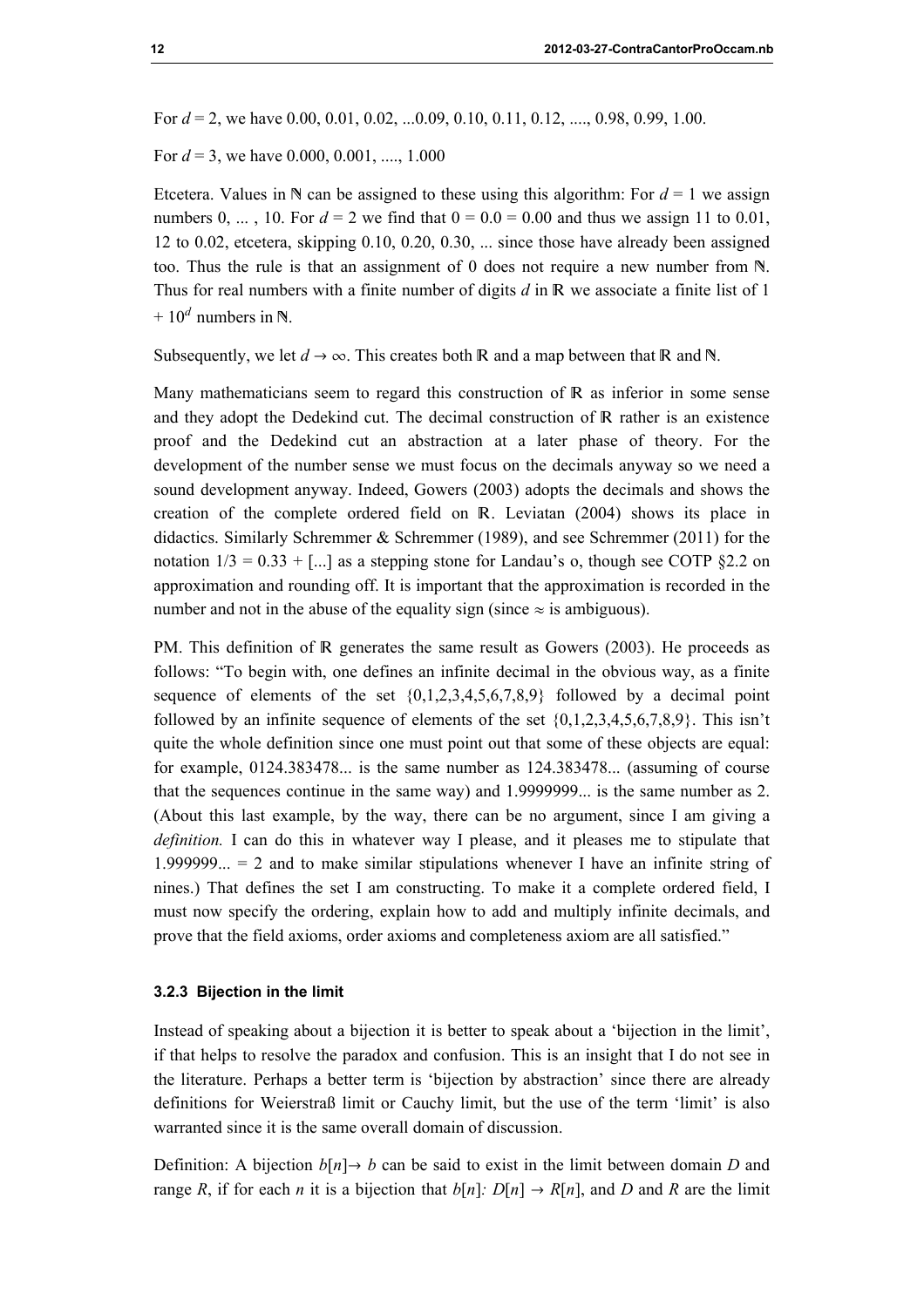For $d = 2$, we have 0.00, 0.01, 0.02, ...0.09, 0.10, 0.11, 0.12, ...., 0.98, 0.99, 1.00.

For $d = 3$, we have 0.000, 0.001, ...., 1.000

Etcetera. Values in ℕ can be assigned to these using this algorithm: For $d = 1$ we assign numbers 0, ... , 10. For $d = 2$ we find that $0 = 0.0 = 0.00$ and thus we assign 11 to 0.01, 12 to 0.02, etcetera, skipping 0.10, 0.20, 0.30, ... since those have already been assigned too. Thus the rule is that an assignment of 0 does not require a new number from ℕ. Thus for real numbers with a finite number of digits $d$ in ℝ we associate a finite list of $1 + 10^d$ numbers in ℕ.

Subsequently, we let $d \to \infty$. This creates both ℝ and a map between that ℝ and ℕ.

Many mathematicians seem to regard this construction of ℝ as inferior in some sense and they adopt the Dedekind cut. The decimal construction of ℝ rather is an existence proof and the Dedekind cut an abstraction at a later phase of theory. For the development of the number sense we must focus on the decimals anyway so we need a sound development anyway. Indeed, Gowers (2003) adopts the decimals and shows the creation of the complete ordered field on ℝ. Leviatan (2004) shows its place in didactics. Similarly Schremmer & Schremmer (1989), and see Schremmer (2011) for the notation $1/3 = 0.33 + [...]$ as a stepping stone for Landau's o, though see COTP §2.2 on approximation and rounding off. It is important that the approximation is recorded in the number and not in the abuse of the equality sign (since $\approx$ is ambiguous).

PM. This definition of ℝ generates the same result as Gowers (2003). He proceeds as follows: "To begin with, one defines an infinite decimal in the obvious way, as a finite sequence of elements of the set {0,1,2,3,4,5,6,7,8,9} followed by a decimal point followed by an infinite sequence of elements of the set {0,1,2,3,4,5,6,7,8,9}. This isn't quite the whole definition since one must point out that some of these objects are equal: for example, 0124.383478... is the same number as 124.383478... (assuming of course that the sequences continue in the same way) and 1.9999999... is the same number as 2. (About this last example, by the way, there can be no argument, since I am giving a *definition.* I can do this in whatever way I please, and it pleases me to stipulate that 1.999999... = 2 and to make similar stipulations whenever I have an infinite string of nines.) That defines the set I am constructing. To make it a complete ordered field, I must now specify the ordering, explain how to add and multiply infinite decimals, and prove that the field axioms, order axioms and completeness axiom are all satisfied."

### 3.2.3 Bijection in the limit

Instead of speaking about a bijection it is better to speak about a 'bijection in the limit', if that helps to resolve the paradox and confusion. This is an insight that I do not see in the literature. Perhaps a better term is 'bijection by abstraction' since there are already definitions for Weierstraß limit or Cauchy limit, but the use of the term 'limit' is also warranted since it is the same overall domain of discussion.

Definition: A bijection $b[n] \to b$ can be said to exist in the limit between domain $D$ and range $R$, if for each $n$ it is a bijection that $b[n]: D[n] \to R[n]$, and $D$ and $R$ are the limit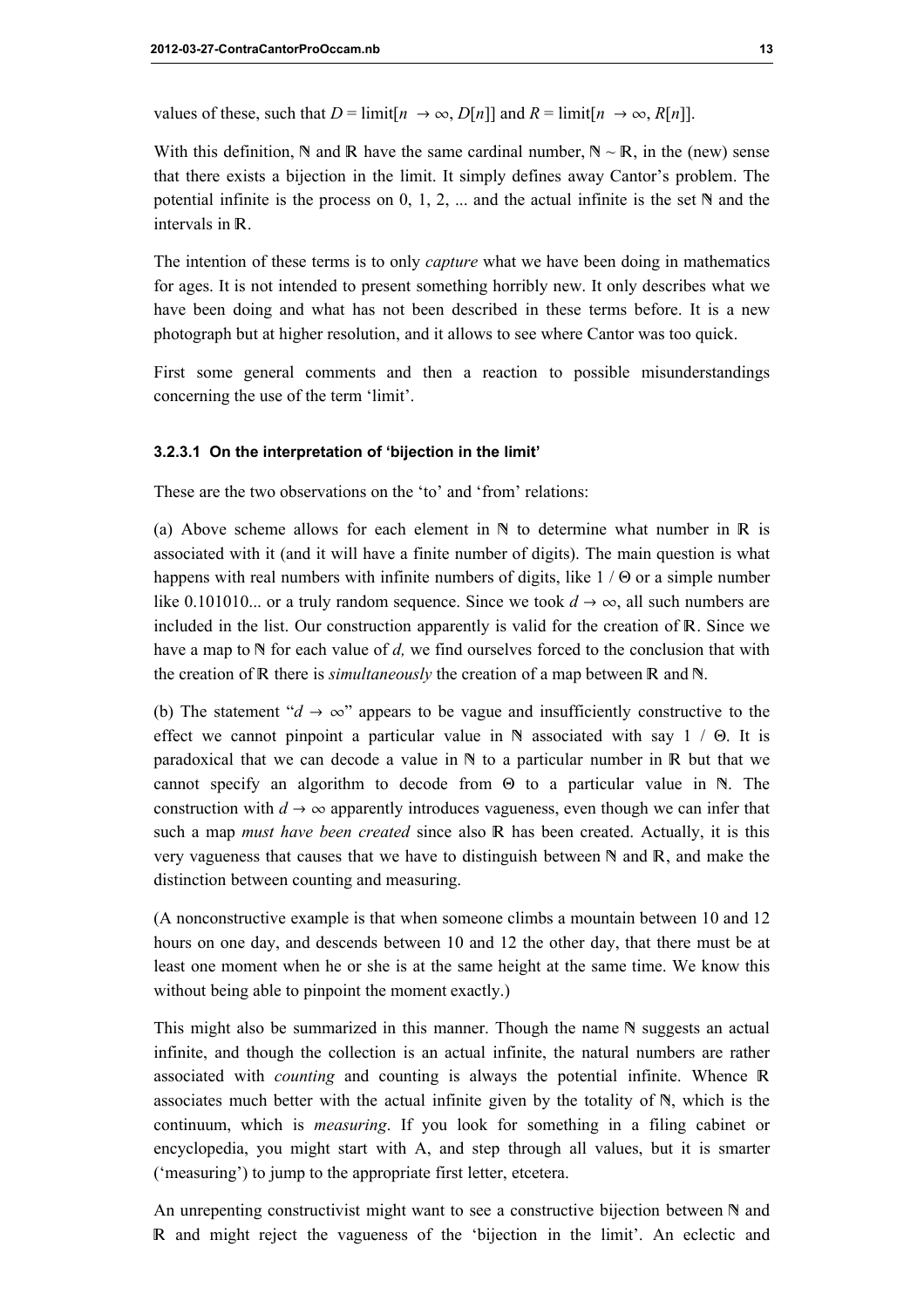values of these, such that $D = \text{limit}[n \to \infty, D[n]]$ and $R = \text{limit}[n \to \infty, R[n]]$.

With this definition, $\mathbb{N}$ and $\mathbb{R}$ have the same cardinal number, $\mathbb{N} \sim \mathbb{R}$, in the (new) sense that there exists a bijection in the limit. It simply defines away Cantor's problem. The potential infinite is the process on 0, 1, 2, ... and the actual infinite is the set $\mathbb{N}$ and the intervals in $\mathbb{R}$.

The intention of these terms is to only *capture* what we have been doing in mathematics for ages. It is not intended to present something horribly new. It only describes what we have been doing and what has not been described in these terms before. It is a new photograph but at higher resolution, and it allows to see where Cantor was too quick.

First some general comments and then a reaction to possible misunderstandings concerning the use of the term 'limit'.

#### 3.2.3.1 On the interpretation of 'bijection in the limit'

These are the two observations on the 'to' and 'from' relations:

(a) Above scheme allows for each element in $\mathbb{N}$ to determine what number in $\mathbb{R}$ is associated with it (and it will have a finite number of digits). The main question is what happens with real numbers with infinite numbers of digits, like $1 / \Theta$ or a simple number like 0.101010... or a truly random sequence. Since we took $d \to \infty$, all such numbers are included in the list. Our construction apparently is valid for the creation of $\mathbb{R}$. Since we have a map to $\mathbb{N}$ for each value of $d$, we find ourselves forced to the conclusion that with the creation of $\mathbb{R}$ there is *simultaneously* the creation of a map between $\mathbb{R}$ and $\mathbb{N}$.

(b) The statement "$d \to \infty$" appears to be vague and insufficiently constructive to the effect we cannot pinpoint a particular value in $\mathbb{N}$ associated with say $1 / \Theta$. It is paradoxical that we can decode a value in $\mathbb{N}$ to a particular number in $\mathbb{R}$ but that we cannot specify an algorithm to decode from $\Theta$ to a particular value in $\mathbb{N}$. The construction with $d \to \infty$ apparently introduces vagueness, even though we can infer that such a map *must have been created* since also $\mathbb{R}$ has been created. Actually, it is this very vagueness that causes that we have to distinguish between $\mathbb{N}$ and $\mathbb{R}$, and make the distinction between counting and measuring.

(A nonconstructive example is that when someone climbs a mountain between 10 and 12 hours on one day, and descends between 10 and 12 the other day, that there must be at least one moment when he or she is at the same height at the same time. We know this without being able to pinpoint the moment exactly.)

This might also be summarized in this manner. Though the name $\mathbb{N}$ suggests an actual infinite, and though the collection is an actual infinite, the natural numbers are rather associated with *counting* and counting is always the potential infinite. Whence $\mathbb{R}$ associates much better with the actual infinite given by the totality of $\mathbb{N}$, which is the continuum, which is *measuring*. If you look for something in a filing cabinet or encyclopedia, you might start with A, and step through all values, but it is smarter ('measuring') to jump to the appropriate first letter, etcetera.

An unrepenting constructivist might want to see a constructive bijection between $\mathbb{N}$ and $\mathbb{R}$ and might reject the vagueness of the 'bijection in the limit'. An eclectic and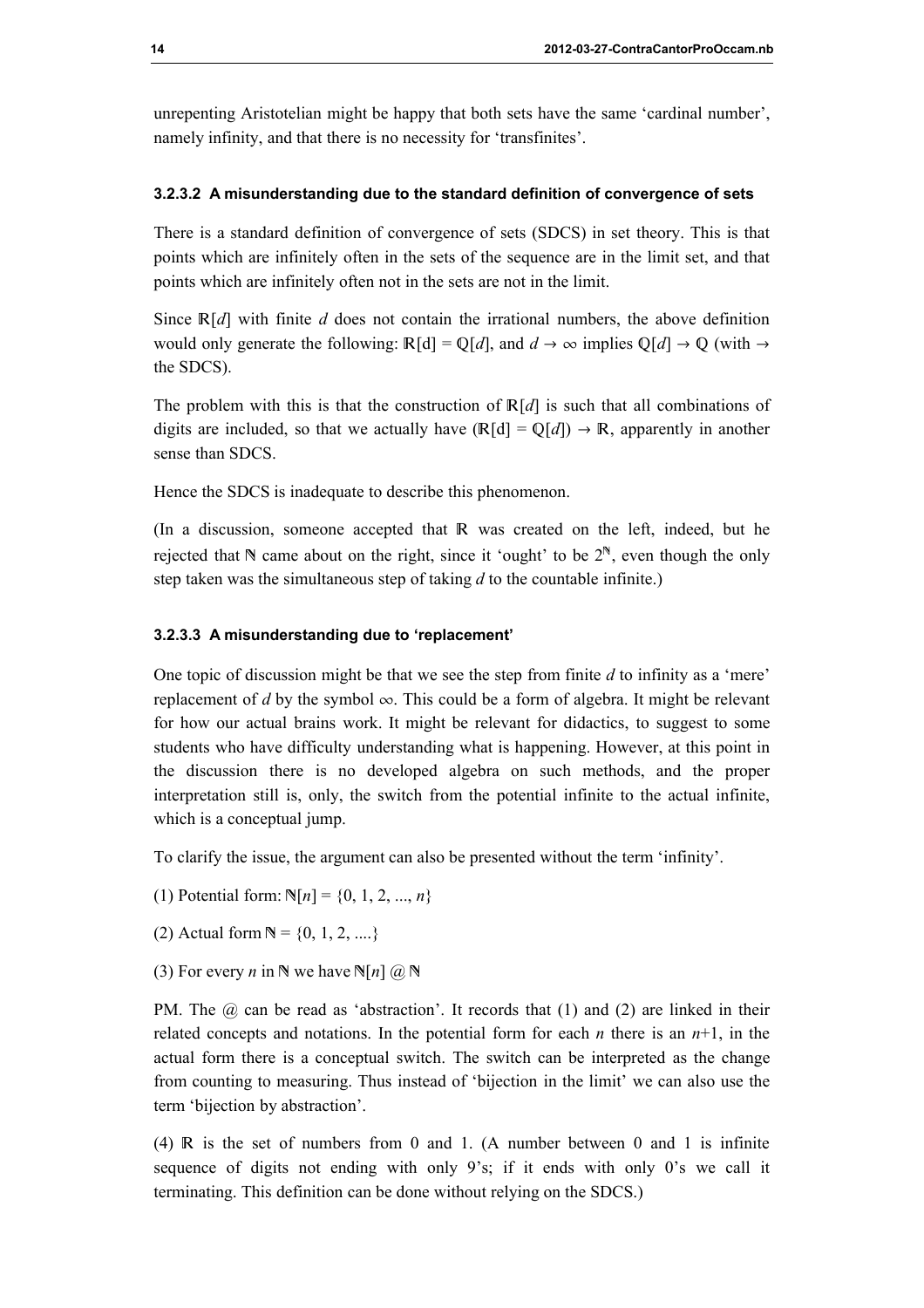unrepenting Aristotelian might be happy that both sets have the same 'cardinal number', namely infinity, and that there is no necessity for 'transfinites'.

#### 3.2.3.2 A misunderstanding due to the standard definition of convergence of sets

There is a standard definition of convergence of sets (SDCS) in set theory. This is that points which are infinitely often in the sets of the sequence are in the limit set, and that points which are infinitely often not in the sets are not in the limit.

Since $\mathbb{R}[d]$ with finite $d$ does not contain the irrational numbers, the above definition would only generate the following: $\mathbb{R}[d] = \mathbb{Q}[d]$, and $d \to \infty$ implies $\mathbb{Q}[d] \to \mathbb{Q}$ (with $\to$ the SDCS).

The problem with this is that the construction of $\mathbb{R}[d]$ is such that all combinations of digits are included, so that we actually have $(\mathbb{R}[d] = \mathbb{Q}[d]) \to \mathbb{R}$, apparently in another sense than SDCS.

Hence the SDCS is inadequate to describe this phenomenon.

(In a discussion, someone accepted that $\mathbb{R}$ was created on the left, indeed, but he rejected that $\mathbb{N}$ came about on the right, since it 'ought' to be $2^{\mathbb{N}}$, even though the only step taken was the simultaneous step of taking $d$ to the countable infinite.)

#### 3.2.3.3 A misunderstanding due to 'replacement'

One topic of discussion might be that we see the step from finite $d$ to infinity as a 'mere' replacement of $d$ by the symbol $\infty$. This could be a form of algebra. It might be relevant for how our actual brains work. It might be relevant for didactics, to suggest to some students who have difficulty understanding what is happening. However, at this point in the discussion there is no developed algebra on such methods, and the proper interpretation still is, only, the switch from the potential infinite to the actual infinite, which is a conceptual jump.

To clarify the issue, the argument can also be presented without the term 'infinity'.

(1) Potential form: $\mathbb{N}[n] = \{0, 1, 2, ..., n\}$

(2) Actual form $\mathbb{N} = \{0, 1, 2, ....\}$

(3) For every $n$ in $\mathbb{N}$ we have $\mathbb{N}[n]$ @ $\mathbb{N}$

PM. The @ can be read as 'abstraction'. It records that (1) and (2) are linked in their related concepts and notations. In the potential form for each $n$ there is an $n$+1, in the actual form there is a conceptual switch. The switch can be interpreted as the change from counting to measuring. Thus instead of 'bijection in the limit' we can also use the term 'bijection by abstraction'.

(4) $\mathbb{R}$ is the set of numbers from 0 and 1. (A number between 0 and 1 is infinite sequence of digits not ending with only 9's; if it ends with only 0's we call it terminating. This definition can be done without relying on the SDCS.)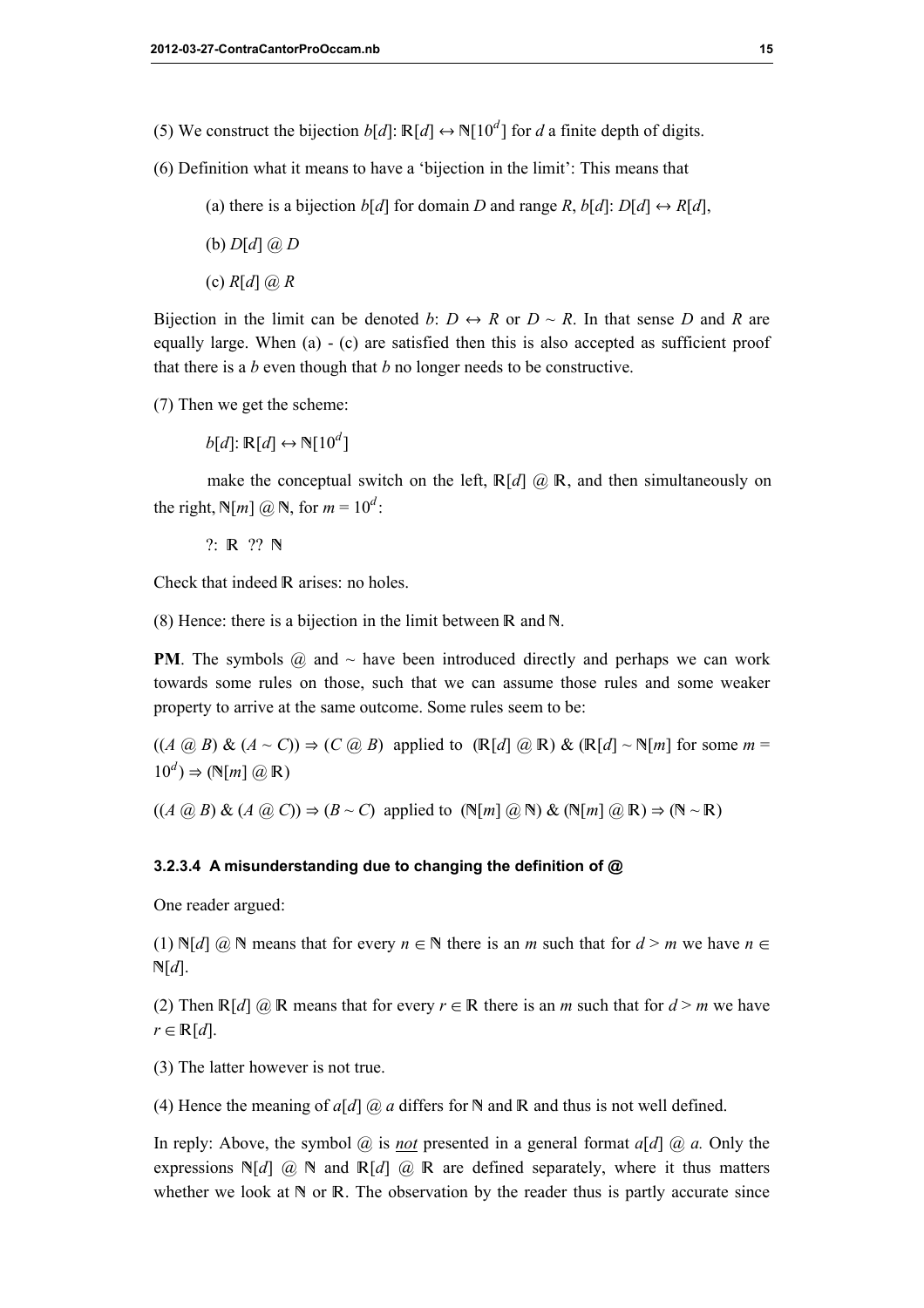(5) We construct the bijection $b[d]$: $\mathbb{R}[d] \leftrightarrow \mathbb{N}[10^d]$ for $d$ a finite depth of digits.

(6) Definition what it means to have a 'bijection in the limit': This means that

> (a) there is a bijection $b[d]$ for domain $D$ and range $R$, $b[d]$: $D[d] \leftrightarrow R[d]$,
>
> (b) $D[d]$ @ $D$
>
> (c) $R[d]$ @ $R$

Bijection in the limit can be denoted $b$: $D \leftrightarrow R$ or $D \sim R$. In that sense $D$ and $R$ are equally large. When (a) - (c) are satisfied then this is also accepted as sufficient proof that there is a $b$ even though that $b$ no longer needs to be constructive.

(7) Then we get the scheme:

> $b[d]$: $\mathbb{R}[d] \leftrightarrow \mathbb{N}[10^d]$
>
> make the conceptual switch on the left, $\mathbb{R}[d]$ @ $\mathbb{R}$, and then simultaneously on the right, $\mathbb{N}[m]$ @ $\mathbb{N}$, for $m = 10^d$:
>
> ?: $\mathbb{R}$ ?? $\mathbb{N}$

Check that indeed $\mathbb{R}$ arises: no holes.

(8) Hence: there is a bijection in the limit between $\mathbb{R}$ and $\mathbb{N}$.

**PM**. The symbols @ and ~ have been introduced directly and perhaps we can work towards some rules on those, such that we can assume those rules and some weaker property to arrive at the same outcome. Some rules seem to be:

(($A$ @ $B$) & ($A \sim C$)) $\Rightarrow$ ($C$ @ $B$) applied to ($\mathbb{R}[d]$ @ $\mathbb{R}$) & ($\mathbb{R}[d] \sim \mathbb{N}[m]$ for some $m = 10^d$) $\Rightarrow$ ($\mathbb{N}[m]$ @ $\mathbb{R}$)

(($A$ @ $B$) & ($A$ @ $C$)) $\Rightarrow$ ($B \sim C$) applied to ($\mathbb{N}[m]$ @ $\mathbb{N}$) & ($\mathbb{N}[m]$ @ $\mathbb{R}$) $\Rightarrow$ ($\mathbb{N} \sim \mathbb{R}$)

#### 3.2.3.4 A misunderstanding due to changing the definition of @

One reader argued:

(1) $\mathbb{N}[d]$ @ $\mathbb{N}$ means that for every $n \in \mathbb{N}$ there is an $m$ such that for $d > m$ we have $n \in \mathbb{N}[d]$.

(2) Then $\mathbb{R}[d]$ @ $\mathbb{R}$ means that for every $r \in \mathbb{R}$ there is an $m$ such that for $d > m$ we have $r \in \mathbb{R}[d]$.

(3) The latter however is not true.

(4) Hence the meaning of $a[d]$ @ $a$ differs for $\mathbb{N}$ and $\mathbb{R}$ and thus is not well defined.

In reply: Above, the symbol @ is ***not*** presented in a general format $a[d]$ @ $a$. Only the expressions $\mathbb{N}[d]$ @ $\mathbb{N}$ and $\mathbb{R}[d]$ @ $\mathbb{R}$ are defined separately, where it thus matters whether we look at $\mathbb{N}$ or $\mathbb{R}$. The observation by the reader thus is partly accurate since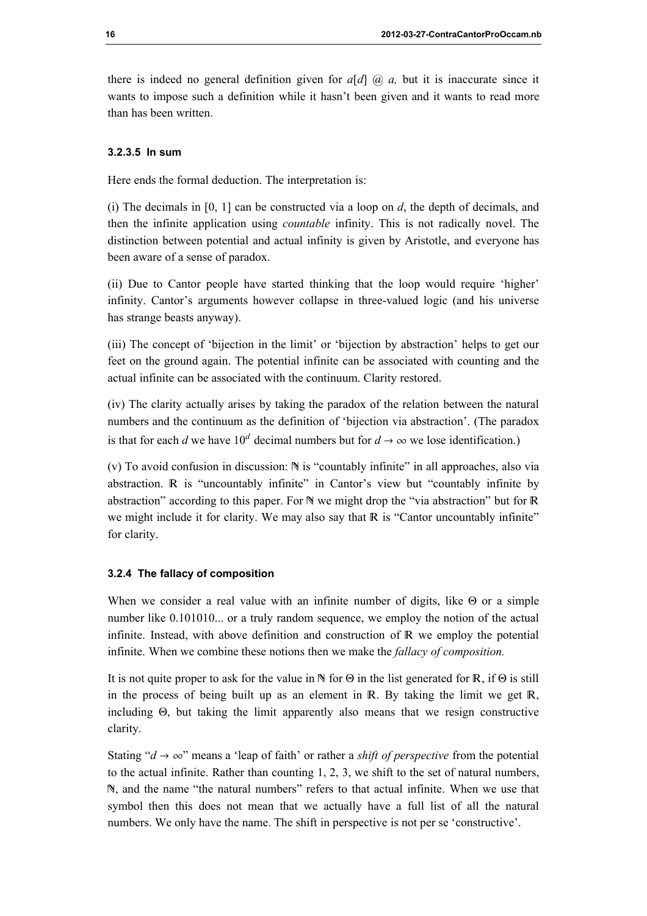there is indeed no general definition given for $a[d]$ @ $a$, but it is inaccurate since it wants to impose such a definition while it hasn't been given and it wants to read more than has been written.

#### 3.2.3.5 In sum

Here ends the formal deduction. The interpretation is:

(i) The decimals in [0, 1] can be constructed via a loop on $d$, the depth of decimals, and then the infinite application using *countable* infinity. This is not radically novel. The distinction between potential and actual infinity is given by Aristotle, and everyone has been aware of a sense of paradox.

(ii) Due to Cantor people have started thinking that the loop would require 'higher' infinity. Cantor's arguments however collapse in three-valued logic (and his universe has strange beasts anyway).

(iii) The concept of 'bijection in the limit' or 'bijection by abstraction' helps to get our feet on the ground again. The potential infinite can be associated with counting and the actual infinite can be associated with the continuum. Clarity restored.

(iv) The clarity actually arises by taking the paradox of the relation between the natural numbers and the continuum as the definition of 'bijection via abstraction'. (The paradox is that for each $d$ we have $10^d$ decimal numbers but for $d \to \infty$ we lose identification.)

(v) To avoid confusion in discussion: $\mathbb{N}$ is "countably infinite" in all approaches, also via abstraction. $\mathbb{R}$ is "uncountably infinite" in Cantor's view but "countably infinite by abstraction" according to this paper. For $\mathbb{N}$ we might drop the "via abstraction" but for $\mathbb{R}$ we might include it for clarity. We may also say that $\mathbb{R}$ is "Cantor uncountably infinite" for clarity.

### 3.2.4 The fallacy of composition

When we consider a real value with an infinite number of digits, like $\Theta$ or a simple number like 0.101010... or a truly random sequence, we employ the notion of the actual infinite. Instead, with above definition and construction of $\mathbb{R}$ we employ the potential infinite. When we combine these notions then we make the *fallacy of composition.*

It is not quite proper to ask for the value in $\mathbb{N}$ for $\Theta$ in the list generated for $\mathbb{R}$, if $\Theta$ is still in the process of being built up as an element in $\mathbb{R}$. By taking the limit we get $\mathbb{R}$, including $\Theta$, but taking the limit apparently also means that we resign constructive clarity.

Stating "$d \to \infty$" means a 'leap of faith' or rather a *shift of perspective* from the potential to the actual infinite. Rather than counting 1, 2, 3, we shift to the set of natural numbers, $\mathbb{N}$, and the name "the natural numbers" refers to that actual infinite. When we use that symbol then this does not mean that we actually have a full list of all the natural numbers. We only have the name. The shift in perspective is not per se 'constructive'.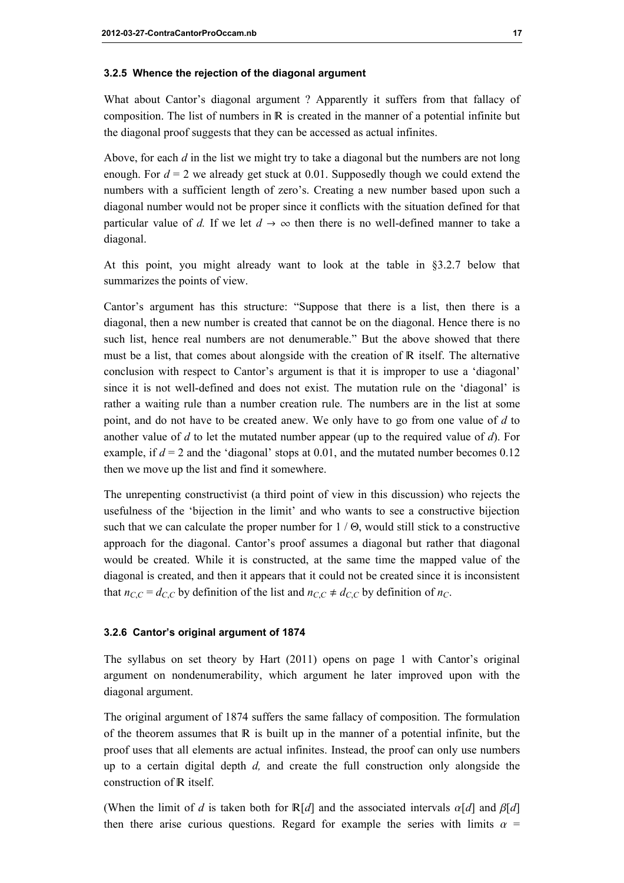### 3.2.5 Whence the rejection of the diagonal argument

What about Cantor's diagonal argument ? Apparently it suffers from that fallacy of composition. The list of numbers in $\mathbb{R}$ is created in the manner of a potential infinite but the diagonal proof suggests that they can be accessed as actual infinites.

Above, for each *d* in the list we might try to take a diagonal but the numbers are not long enough. For $d = 2$ we already get stuck at 0.01. Supposedly though we could extend the numbers with a sufficient length of zero's. Creating a new number based upon such a diagonal number would not be proper since it conflicts with the situation defined for that particular value of *d.* If we let $d \to \infty$ then there is no well-defined manner to take a diagonal.

At this point, you might already want to look at the table in §3.2.7 below that summarizes the points of view.

Cantor's argument has this structure: "Suppose that there is a list, then there is a diagonal, then a new number is created that cannot be on the diagonal. Hence there is no such list, hence real numbers are not denumerable." But the above showed that there must be a list, that comes about alongside with the creation of $\mathbb{R}$ itself. The alternative conclusion with respect to Cantor's argument is that it is improper to use a 'diagonal' since it is not well-defined and does not exist. The mutation rule on the 'diagonal' is rather a waiting rule than a number creation rule. The numbers are in the list at some point, and do not have to be created anew. We only have to go from one value of *d* to another value of *d* to let the mutated number appear (up to the required value of *d*). For example, if $d = 2$ and the 'diagonal' stops at 0.01, and the mutated number becomes 0.12 then we move up the list and find it somewhere.

The unrepenting constructivist (a third point of view in this discussion) who rejects the usefulness of the 'bijection in the limit' and who wants to see a constructive bijection such that we can calculate the proper number for $1 / \Theta$, would still stick to a constructive approach for the diagonal. Cantor's proof assumes a diagonal but rather that diagonal would be created. While it is constructed, at the same time the mapped value of the diagonal is created, and then it appears that it could not be created since it is inconsistent that $n_{C,C} = d_{C,C}$ by definition of the list and $n_{C,C} \neq d_{C,C}$ by definition of $n_C$.

### 3.2.6 Cantor's original argument of 1874

The syllabus on set theory by Hart (2011) opens on page 1 with Cantor's original argument on nondenumerability, which argument he later improved upon with the diagonal argument.

The original argument of 1874 suffers the same fallacy of composition. The formulation of the theorem assumes that $\mathbb{R}$ is built up in the manner of a potential infinite, but the proof uses that all elements are actual infinites. Instead, the proof can only use numbers up to a certain digital depth *d,* and create the full construction only alongside the construction of $\mathbb{R}$ itself.

(When the limit of *d* is taken both for $\mathbb{R}[d]$ and the associated intervals $\alpha[d]$ and $\beta[d]$ then there arise curious questions. Regard for example the series with limits $\alpha$ =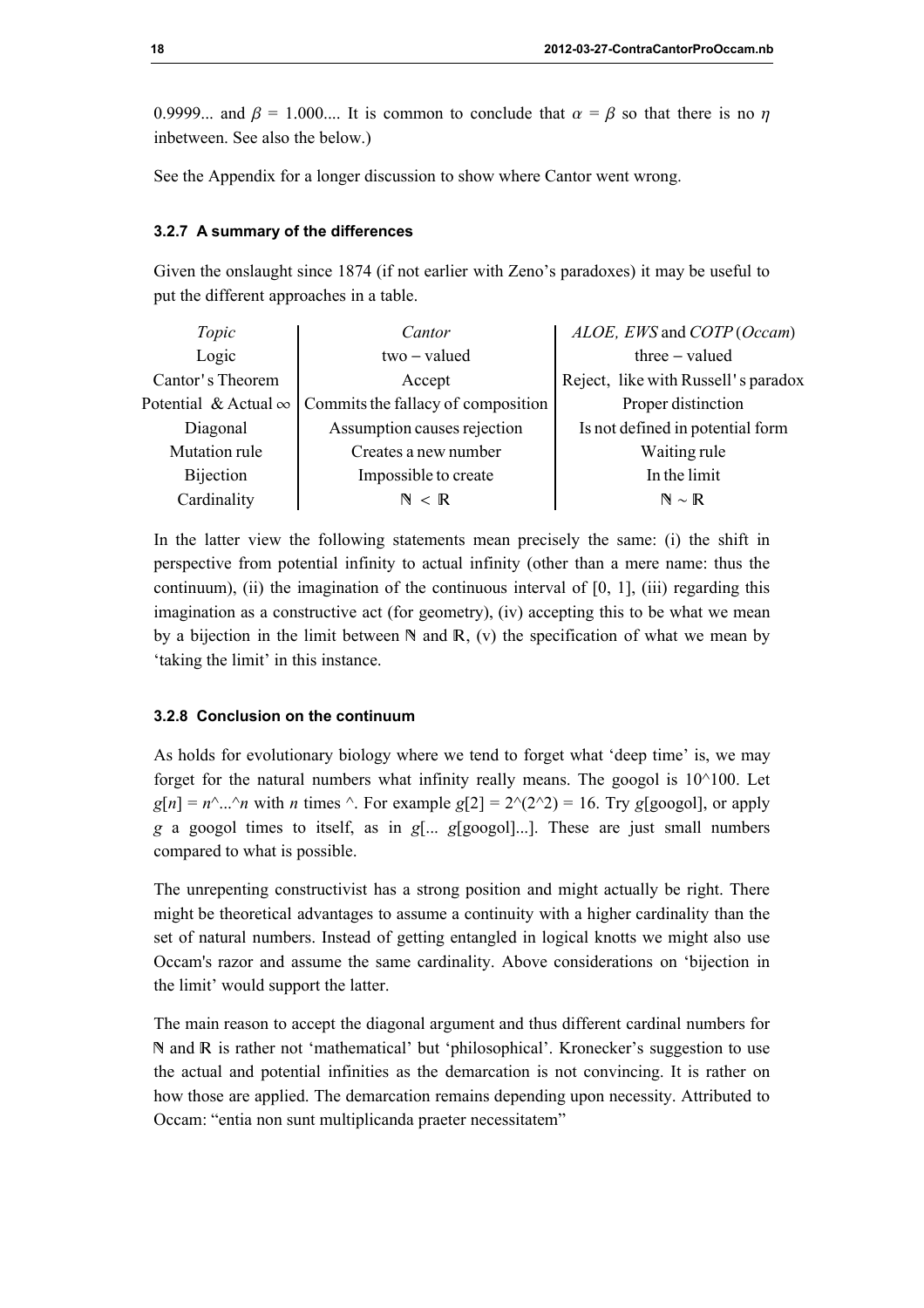0.9999... and $\beta$ = 1.000.... It is common to conclude that $\alpha = \beta$ so that there is no $\eta$ inbetween. See also the below.)

See the Appendix for a longer discussion to show where Cantor went wrong.

### 3.2.7 A summary of the differences

Given the onslaught since 1874 (if not earlier with Zeno's paradoxes) it may be useful to put the different approaches in a table.

| *Topic* | *Cantor* | *ALOE, EWS* and *COTP* (*Occam*) |
|---|---|---|
| Logic | two − valued | three − valued |
| Cantor's Theorem | Accept | Reject, like with Russell's paradox |
| Potential & Actual $\infty$ | Commits the fallacy of composition | Proper distinction |
| Diagonal | Assumption causes rejection | Is not defined in potential form |
| Mutation rule | Creates a new number | Waiting rule |
| Bijection | Impossible to create | In the limit |
| Cardinality | $\mathbb{N} < \mathbb{R}$ | $\mathbb{N} \sim \mathbb{R}$ |

In the latter view the following statements mean precisely the same: (i) the shift in perspective from potential infinity to actual infinity (other than a mere name: thus the continuum), (ii) the imagination of the continuous interval of [0, 1], (iii) regarding this imagination as a constructive act (for geometry), (iv) accepting this to be what we mean by a bijection in the limit between $\mathbb{N}$ and $\mathbb{R}$, (v) the specification of what we mean by 'taking the limit' in this instance.

### 3.2.8 Conclusion on the continuum

As holds for evolutionary biology where we tend to forget what 'deep time' is, we may forget for the natural numbers what infinity really means. The googol is 10^100. Let $g[n] = n$^...^$n$ with $n$ times ^. For example $g[2]$ = 2^(2^2) = 16. Try $g$[googol], or apply $g$ a googol times to itself, as in $g$[... $g$[googol]...]. These are just small numbers compared to what is possible.

The unrepenting constructivist has a strong position and might actually be right. There might be theoretical advantages to assume a continuity with a higher cardinality than the set of natural numbers. Instead of getting entangled in logical knotts we might also use Occam's razor and assume the same cardinality. Above considerations on 'bijection in the limit' would support the latter.

The main reason to accept the diagonal argument and thus different cardinal numbers for $\mathbb{N}$ and $\mathbb{R}$ is rather not 'mathematical' but 'philosophical'. Kronecker's suggestion to use the actual and potential infinities as the demarcation is not convincing. It is rather on how those are applied. The demarcation remains depending upon necessity. Attributed to Occam: "entia non sunt multiplicanda praeter necessitatem"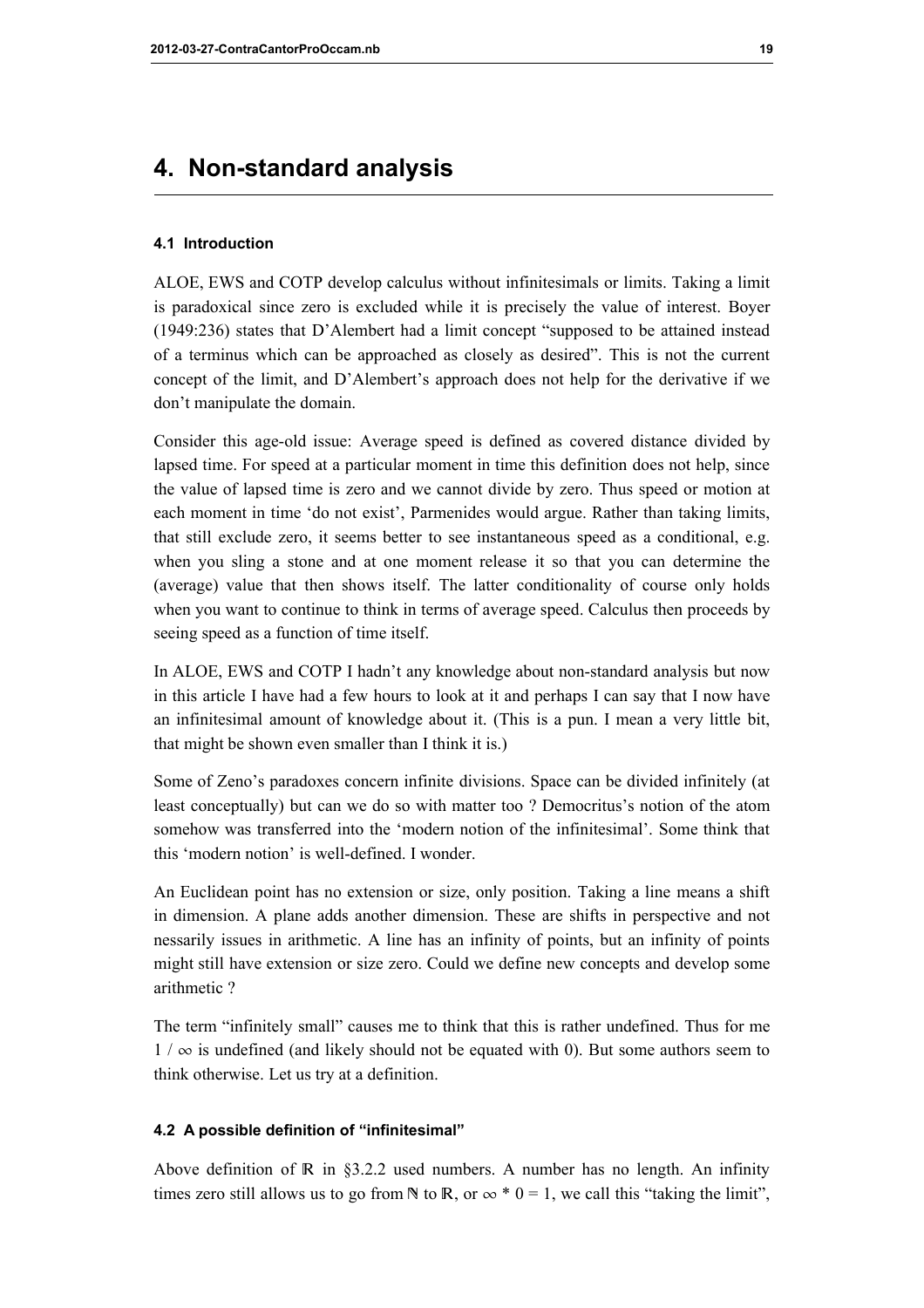# 4. Non-standard analysis

### 4.1 Introduction

ALOE, EWS and COTP develop calculus without infinitesimals or limits. Taking a limit is paradoxical since zero is excluded while it is precisely the value of interest. Boyer (1949:236) states that D'Alembert had a limit concept "supposed to be attained instead of a terminus which can be approached as closely as desired". This is not the current concept of the limit, and D'Alembert's approach does not help for the derivative if we don't manipulate the domain.

Consider this age-old issue: Average speed is defined as covered distance divided by lapsed time. For speed at a particular moment in time this definition does not help, since the value of lapsed time is zero and we cannot divide by zero. Thus speed or motion at each moment in time 'do not exist', Parmenides would argue. Rather than taking limits, that still exclude zero, it seems better to see instantaneous speed as a conditional, e.g. when you sling a stone and at one moment release it so that you can determine the (average) value that then shows itself. The latter conditionality of course only holds when you want to continue to think in terms of average speed. Calculus then proceeds by seeing speed as a function of time itself.

In ALOE, EWS and COTP I hadn't any knowledge about non-standard analysis but now in this article I have had a few hours to look at it and perhaps I can say that I now have an infinitesimal amount of knowledge about it. (This is a pun. I mean a very little bit, that might be shown even smaller than I think it is.)

Some of Zeno's paradoxes concern infinite divisions. Space can be divided infinitely (at least conceptually) but can we do so with matter too ? Democritus's notion of the atom somehow was transferred into the 'modern notion of the infinitesimal'. Some think that this 'modern notion' is well-defined. I wonder.

An Euclidean point has no extension or size, only position. Taking a line means a shift in dimension. A plane adds another dimension. These are shifts in perspective and not nessarily issues in arithmetic. A line has an infinity of points, but an infinity of points might still have extension or size zero. Could we define new concepts and develop some arithmetic ?

The term "infinitely small" causes me to think that this is rather undefined. Thus for me $1 / \infty$ is undefined (and likely should not be equated with 0). But some authors seem to think otherwise. Let us try at a definition.

### 4.2 A possible definition of "infinitesimal"

Above definition of $\mathbb{R}$ in §3.2.2 used numbers. A number has no length. An infinity times zero still allows us to go from $\mathbb{N}$ to $\mathbb{R}$, or $\infty * 0 = 1$, we call this "taking the limit",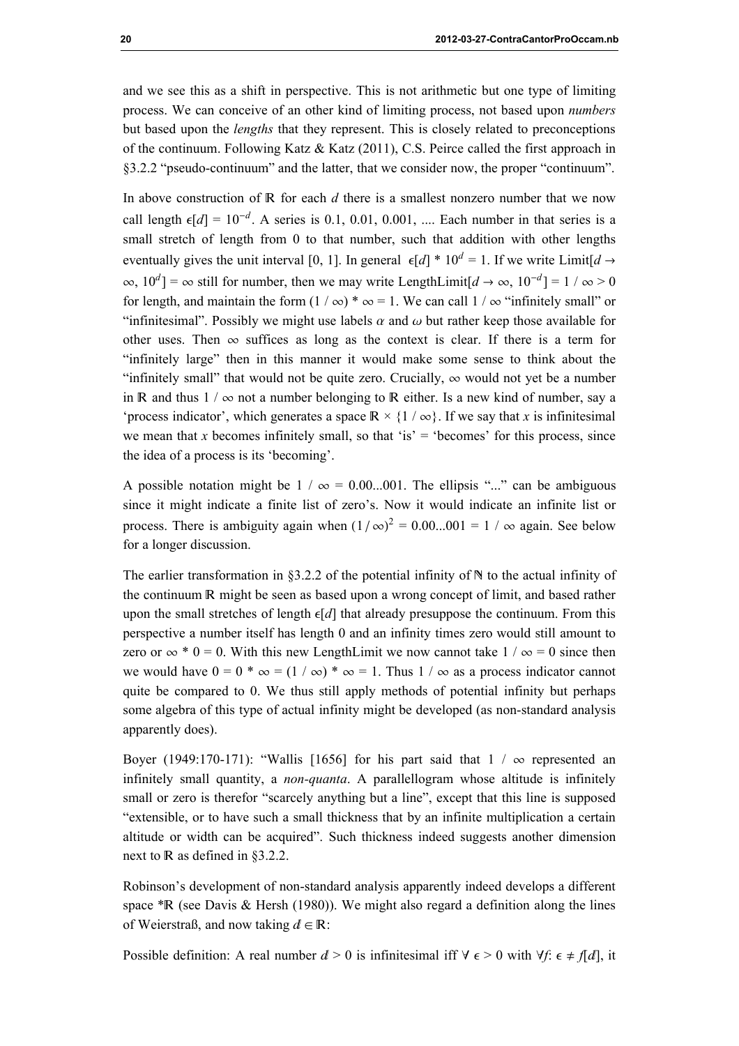and we see this as a shift in perspective. This is not arithmetic but one type of limiting process. We can conceive of an other kind of limiting process, not based upon *numbers* but based upon the *lengths* that they represent. This is closely related to preconceptions of the continuum. Following Katz & Katz (2011), C.S. Peirce called the first approach in §3.2.2 “pseudo-continuum” and the latter, that we consider now, the proper “continuum”.

In above construction of $\mathbb{R}$ for each $d$ there is a smallest nonzero number that we now call length $\epsilon[d] = 10^{-d}$. A series is 0.1, 0.01, 0.001, .... Each number in that series is a small stretch of length from 0 to that number, such that addition with other lengths eventually gives the unit interval [0, 1]. In general $\epsilon[d] * 10^d = 1$. If we write Limit[$d \to \infty$, $10^d$] = $\infty$ still for number, then we may write LengthLimit[$d \to \infty$, $10^{-d}$] = $1 / \infty > 0$ for length, and maintain the form $(1 / \infty) * \infty = 1$. We can call $1 / \infty$ “infinitely small” or “infinitesimal”. Possibly we might use labels $\alpha$ and $\omega$ but rather keep those available for other uses. Then $\infty$ suffices as long as the context is clear. If there is a term for “infinitely large” then in this manner it would make some sense to think about the “infinitely small” that would not be quite zero. Crucially, $\infty$ would not yet be a number in $\mathbb{R}$ and thus $1 / \infty$ not a number belonging to $\mathbb{R}$ either. Is a new kind of number, say a ‘process indicator’, which generates a space $\mathbb{R} \times \{1 / \infty\}$. If we say that $x$ is infinitesimal we mean that $x$ becomes infinitely small, so that ‘is’ = ‘becomes’ for this process, since the idea of a process is its ‘becoming’.

A possible notation might be $1 / \infty = 0.00...001$. The ellipsis “...” can be ambiguous since it might indicate a finite list of zero’s. Now it would indicate an infinite list or process. There is ambiguity again when $(1 / \infty)^2 = 0.00...001 = 1 / \infty$ again. See below for a longer discussion.

The earlier transformation in §3.2.2 of the potential infinity of $\mathbb{N}$ to the actual infinity of the continuum $\mathbb{R}$ might be seen as based upon a wrong concept of limit, and based rather upon the small stretches of length $\epsilon[d]$ that already presuppose the continuum. From this perspective a number itself has length 0 and an infinity times zero would still amount to zero or $\infty * 0 = 0$. With this new LengthLimit we now cannot take $1 / \infty = 0$ since then we would have $0 = 0 * \infty = (1 / \infty) * \infty = 1$. Thus $1 / \infty$ as a process indicator cannot quite be compared to 0. We thus still apply methods of potential infinity but perhaps some algebra of this type of actual infinity might be developed (as non-standard analysis apparently does).

Boyer (1949:170-171): “Wallis [1656] for his part said that $1 / \infty$ represented an infinitely small quantity, a *non-quanta*. A parallellogram whose altitude is infinitely small or zero is therefor “scarcely anything but a line”, except that this line is supposed “extensible, or to have such a small thickness that by an infinite multiplication a certain altitude or width can be acquired”. Such thickness indeed suggests another dimension next to $\mathbb{R}$ as defined in §3.2.2.

Robinson’s development of non-standard analysis apparently indeed develops a different space $^*\mathbb{R}$ (see Davis & Hersh (1980)). We might also regard a definition along the lines of Weierstraß, and now taking $d \in \mathbb{R}$:

Possible definition: A real number $d > 0$ is infinitesimal iff $\forall\ \epsilon > 0$ with $\forall f$: $\epsilon \neq f[d]$, it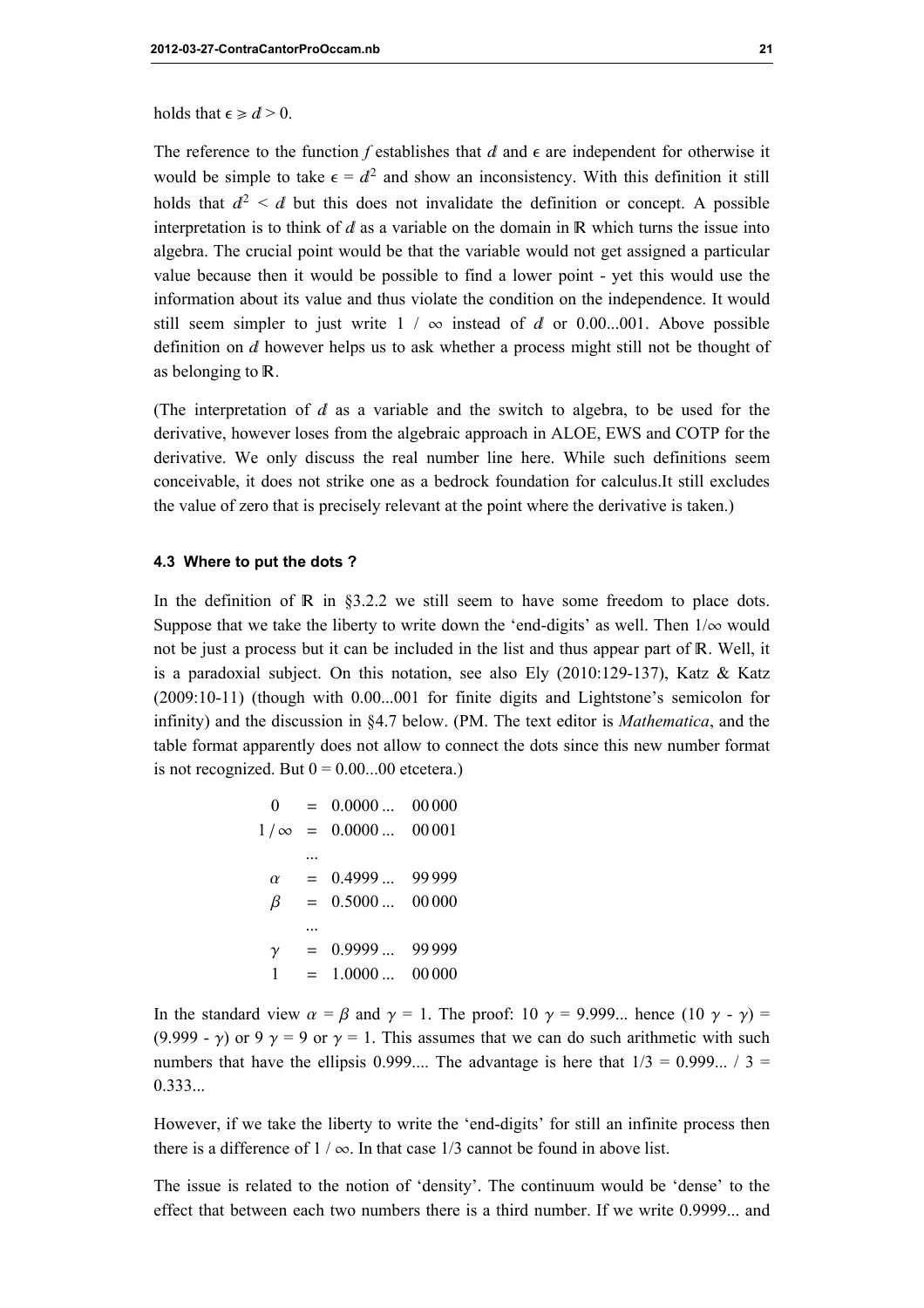holds that $\epsilon \geqslant d > 0$.

The reference to the function $f$ establishes that $d$ and $\epsilon$ are independent for otherwise it would be simple to take $\epsilon = d^2$ and show an inconsistency. With this definition it still holds that $d^2 < d$ but this does not invalidate the definition or concept. A possible interpretation is to think of $d$ as a variable on the domain in $\mathbb{R}$ which turns the issue into algebra. The crucial point would be that the variable would not get assigned a particular value because then it would be possible to find a lower point - yet this would use the information about its value and thus violate the condition on the independence. It would still seem simpler to just write $1 / \infty$ instead of $d$ or 0.00...001. Above possible definition on $d$ however helps us to ask whether a process might still not be thought of as belonging to $\mathbb{R}$.

(The interpretation of $d$ as a variable and the switch to algebra, to be used for the derivative, however loses from the algebraic approach in ALOE, EWS and COTP for the derivative. We only discuss the real number line here. While such definitions seem conceivable, it does not strike one as a bedrock foundation for calculus.It still excludes the value of zero that is precisely relevant at the point where the derivative is taken.)

### 4.3 Where to put the dots ?

In the definition of $\mathbb{R}$ in §3.2.2 we still seem to have some freedom to place dots. Suppose that we take the liberty to write down the 'end-digits' as well. Then $1/\infty$ would not be just a process but it can be included in the list and thus appear part of $\mathbb{R}$. Well, it is a paradoxial subject. On this notation, see also Ely (2010:129-137), Katz & Katz (2009:10-11) (though with 0.00...001 for finite digits and Lightstone's semicolon for infinity) and the discussion in §4.7 below. (PM. The text editor is *Mathematica*, and the table format apparently does not allow to connect the dots since this new number format is not recognized. But $0 = 0.00...00$ etcetera.)

| | | | |
|---|---|---|---|
| $0$ | $=$ | 0.0000 ... | 00 000 |
| $1/\infty$ | $=$ | 0.0000 ... | 00 001 |
| | ... | | |
| $\alpha$ | $=$ | 0.4999 ... | 99 999 |
| $\beta$ | $=$ | 0.5000 ... | 00 000 |
| | ... | | |
| $\gamma$ | $=$ | 0.9999 ... | 99 999 |
| $1$ | $=$ | 1.0000 ... | 00 000 |

In the standard view $\alpha = \beta$ and $\gamma = 1$. The proof: $10\ \gamma = 9.999...$ hence $(10\ \gamma - \gamma) = (9.999 - \gamma)$ or $9\ \gamma = 9$ or $\gamma = 1$. This assumes that we can do such arithmetic with such numbers that have the ellipsis 0.999.... The advantage is here that $1/3 = 0.999... / 3 = 0.333...$

However, if we take the liberty to write the 'end-digits' for still an infinite process then there is a difference of $1 / \infty$. In that case 1/3 cannot be found in above list.

The issue is related to the notion of 'density'. The continuum would be 'dense' to the effect that between each two numbers there is a third number. If we write 0.9999... and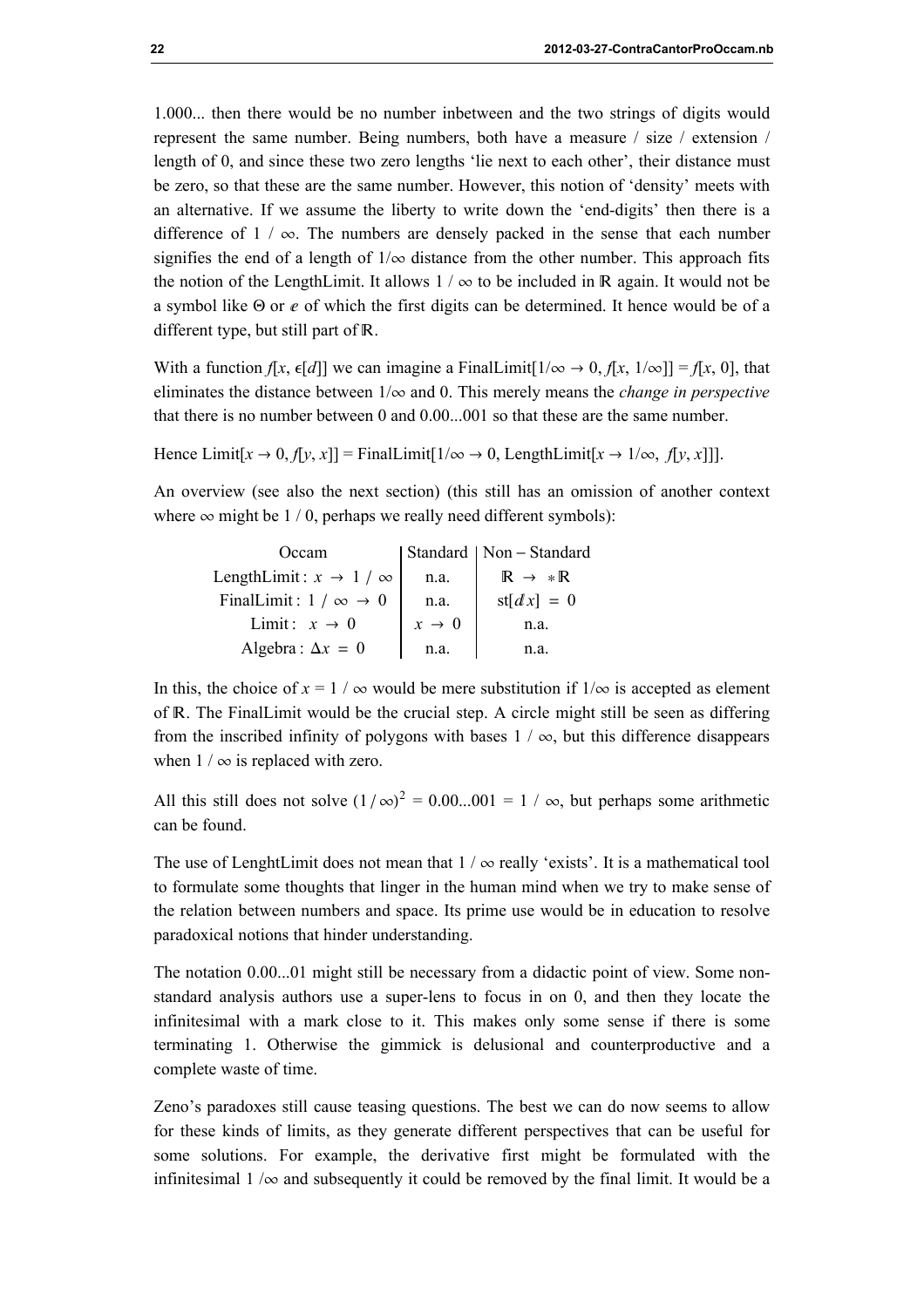1.000... then there would be no number inbetween and the two strings of digits would represent the same number. Being numbers, both have a measure / size / extension / length of 0, and since these two zero lengths 'lie next to each other', their distance must be zero, so that these are the same number. However, this notion of 'density' meets with an alternative. If we assume the liberty to write down the 'end-digits' then there is a difference of $1 / \infty$. The numbers are densely packed in the sense that each number signifies the end of a length of $1/\infty$ distance from the other number. This approach fits the notion of the LengthLimit. It allows $1 / \infty$ to be included in $\mathbb{R}$ again. It would not be a symbol like $\Theta$ or $e$ of which the first digits can be determined. It hence would be of a different type, but still part of $\mathbb{R}$.

With a function $f[x, \epsilon[d]]$ we can imagine a FinalLimit$[1/\infty \to 0, f[x, 1/\infty]] = f[x, 0]$, that eliminates the distance between $1/\infty$ and 0. This merely means the *change in perspective* that there is no number between 0 and 0.00...001 so that these are the same number.

Hence Limit$[x \to 0, f[y, x]]$ = FinalLimit$[1/\infty \to 0$, LengthLimit$[x \to 1/\infty, f[y, x]]]$.

An overview (see also the next section) (this still has an omission of another context where $\infty$ might be $1 / 0$, perhaps we really need different symbols):

| Occam | Standard | Non − Standard |
|---|---|---|
| LengthLimit : $x \to 1 / \infty$ | n.a. | $\mathbb{R} \to {}^*\mathbb{R}$ |
| FinalLimit : $1 / \infty \to 0$ | n.a. | $\text{st}[dx] = 0$ |
| Limit : $x \to 0$ | $x \to 0$ | n.a. |
| Algebra : $\Delta x = 0$ | n.a. | n.a. |

In this, the choice of $x = 1 / \infty$ would be mere substitution if $1/\infty$ is accepted as element of $\mathbb{R}$. The FinalLimit would be the crucial step. A circle might still be seen as differing from the inscribed infinity of polygons with bases $1 / \infty$, but this difference disappears when $1 / \infty$ is replaced with zero.

All this still does not solve $(1 / \infty)^2 = 0.00...001 = 1 / \infty$, but perhaps some arithmetic can be found.

The use of LenghtLimit does not mean that $1 / \infty$ really 'exists'. It is a mathematical tool to formulate some thoughts that linger in the human mind when we try to make sense of the relation between numbers and space. Its prime use would be in education to resolve paradoxical notions that hinder understanding.

The notation 0.00...01 might still be necessary from a didactic point of view. Some non-standard analysis authors use a super-lens to focus in on 0, and then they locate the infinitesimal with a mark close to it. This makes only some sense if there is some terminating 1. Otherwise the gimmick is delusional and counterproductive and a complete waste of time.

Zeno's paradoxes still cause teasing questions. The best we can do now seems to allow for these kinds of limits, as they generate different perspectives that can be useful for some solutions. For example, the derivative first might be formulated with the infinitesimal $1 /\infty$ and subsequently it could be removed by the final limit. It would be a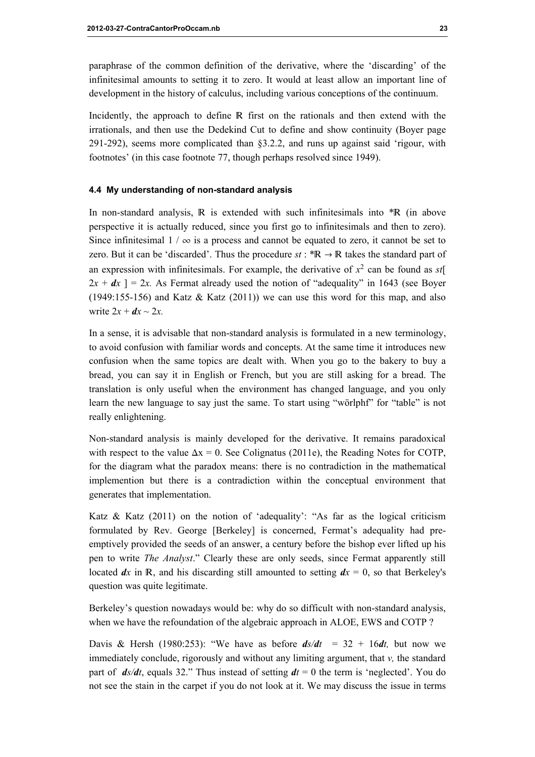paraphrase of the common definition of the derivative, where the 'discarding' of the infinitesimal amounts to setting it to zero. It would at least allow an important line of development in the history of calculus, including various conceptions of the continuum.

Incidently, the approach to define ℝ first on the rationals and then extend with the irrationals, and then use the Dedekind Cut to define and show continuity (Boyer page 291-292), seems more complicated than §3.2.2, and runs up against said 'rigour, with footnotes' (in this case footnote 77, though perhaps resolved since 1949).

#### 4.4 My understanding of non-standard analysis

In non-standard analysis, ℝ is extended with such infinitesimals into *ℝ (in above perspective it is actually reduced, since you first go to infinitesimals and then to zero). Since infinitesimal $1 / \infty$ is a process and cannot be equated to zero, it cannot be set to zero. But it can be 'discarded'. Thus the procedure $st : {}^*\mathbb{R} \to \mathbb{R}$ takes the standard part of an expression with infinitesimals. For example, the derivative of $x^2$ can be found as $st[\, 2x + \boldsymbol{dx}\, ] = 2x$. As Fermat already used the notion of "adequality" in 1643 (see Boyer (1949:155-156) and Katz & Katz (2011)) we can use this word for this map, and also write $2x + \boldsymbol{dx} \sim 2x$.

In a sense, it is advisable that non-standard analysis is formulated in a new terminology, to avoid confusion with familiar words and concepts. At the same time it introduces new confusion when the same topics are dealt with. When you go to the bakery to buy a bread, you can say it in English or French, but you are still asking for a bread. The translation is only useful when the environment has changed language, and you only learn the new language to say just the same. To start using "wörlphf" for "table" is not really enlightening.

Non-standard analysis is mainly developed for the derivative. It remains paradoxical with respect to the value $\Delta x = 0$. See Colignatus (2011e), the Reading Notes for COTP, for the diagram what the paradox means: there is no contradiction in the mathematical implemention but there is a contradiction within the conceptual environment that generates that implementation.

Katz & Katz (2011) on the notion of 'adequality': "As far as the logical criticism formulated by Rev. George [Berkeley] is concerned, Fermat's adequality had pre-emptively provided the seeds of an answer, a century before the bishop ever lifted up his pen to write *The Analyst*." Clearly these are only seeds, since Fermat apparently still located $\boldsymbol{dx}$ in ℝ, and his discarding still amounted to setting $\boldsymbol{dx} = 0$, so that Berkeley's question was quite legitimate.

Berkeley's question nowadays would be: why do so difficult with non-standard analysis, when we have the refoundation of the algebraic approach in ALOE, EWS and COTP ?

Davis & Hersh (1980:253): "We have as before $\boldsymbol{ds/dt} = 32 + 16\boldsymbol{dt}$, but now we immediately conclude, rigorously and without any limiting argument, that $v$, the standard part of $\boldsymbol{ds/dt}$, equals 32." Thus instead of setting $\boldsymbol{dt} = 0$ the term is 'neglected'. You do not see the stain in the carpet if you do not look at it. We may discuss the issue in terms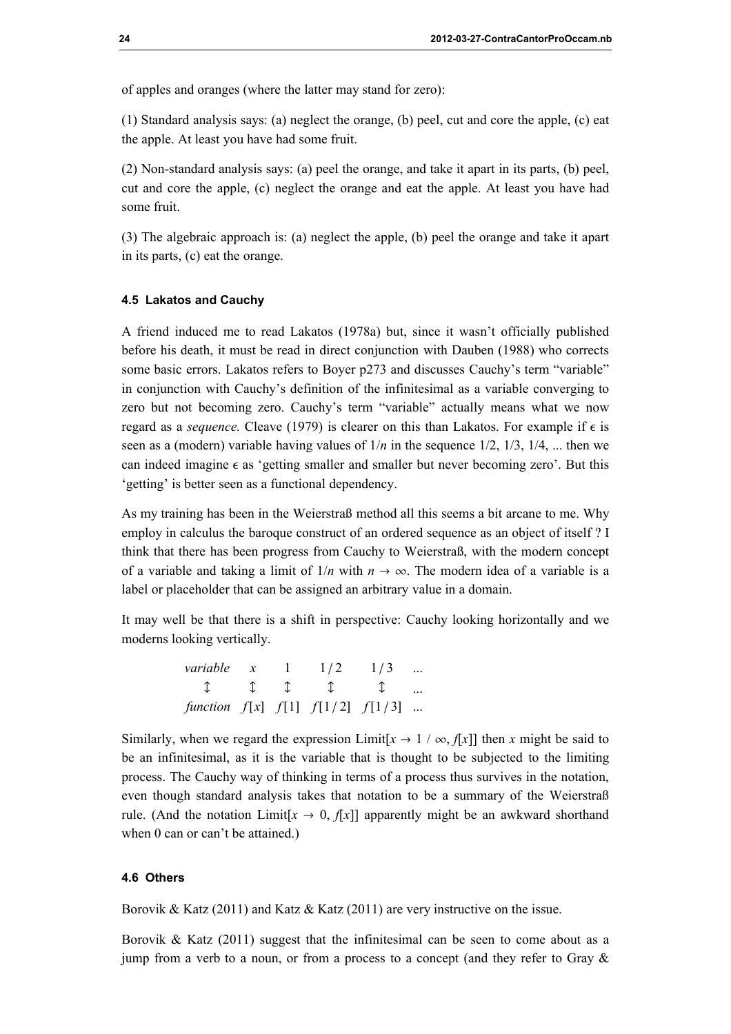of apples and oranges (where the latter may stand for zero):

(1) Standard analysis says: (a) neglect the orange, (b) peel, cut and core the apple, (c) eat the apple. At least you have had some fruit.

(2) Non-standard analysis says: (a) peel the orange, and take it apart in its parts, (b) peel, cut and core the apple, (c) neglect the orange and eat the apple. At least you have had some fruit.

(3) The algebraic approach is: (a) neglect the apple, (b) peel the orange and take it apart in its parts, (c) eat the orange.

### 4.5 Lakatos and Cauchy

A friend induced me to read Lakatos (1978a) but, since it wasn't officially published before his death, it must be read in direct conjunction with Dauben (1988) who corrects some basic errors. Lakatos refers to Boyer p273 and discusses Cauchy's term "variable" in conjunction with Cauchy's definition of the infinitesimal as a variable converging to zero but not becoming zero. Cauchy's term "variable" actually means what we now regard as a *sequence.* Cleave (1979) is clearer on this than Lakatos. For example if $\epsilon$ is seen as a (modern) variable having values of $1/n$ in the sequence 1/2, 1/3, 1/4, ... then we can indeed imagine $\epsilon$ as 'getting smaller and smaller but never becoming zero'. But this 'getting' is better seen as a functional dependency.

As my training has been in the Weierstraß method all this seems a bit arcane to me. Why employ in calculus the baroque construct of an ordered sequence as an object of itself ? I think that there has been progress from Cauchy to Weierstraß, with the modern concept of a variable and taking a limit of $1/n$ with $n \to \infty$. The modern idea of a variable is a label or placeholder that can be assigned an arbitrary value in a domain.

It may well be that there is a shift in perspective: Cauchy looking horizontally and we moderns looking vertically.

$$
\begin{array}{cccccc}
\textit{variable} & x & 1 & 1/2 & 1/3 & \ldots \\
\updownarrow & \updownarrow & \updownarrow & \updownarrow & \updownarrow & \ldots \\
\textit{function} & f[x] & f[1] & f[1/2] & f[1/3] & \ldots
\end{array}
$$

Similarly, when we regard the expression Limit[$x \to 1/\infty$, $f[x]$] then $x$ might be said to be an infinitesimal, as it is the variable that is thought to be subjected to the limiting process. The Cauchy way of thinking in terms of a process thus survives in the notation, even though standard analysis takes that notation to be a summary of the Weierstraß rule. (And the notation Limit[$x \to 0$, $f[x]$] apparently might be an awkward shorthand when 0 can or can't be attained.)

### 4.6 Others

Borovik & Katz (2011) and Katz & Katz (2011) are very instructive on the issue.

Borovik & Katz (2011) suggest that the infinitesimal can be seen to come about as a jump from a verb to a noun, or from a process to a concept (and they refer to Gray &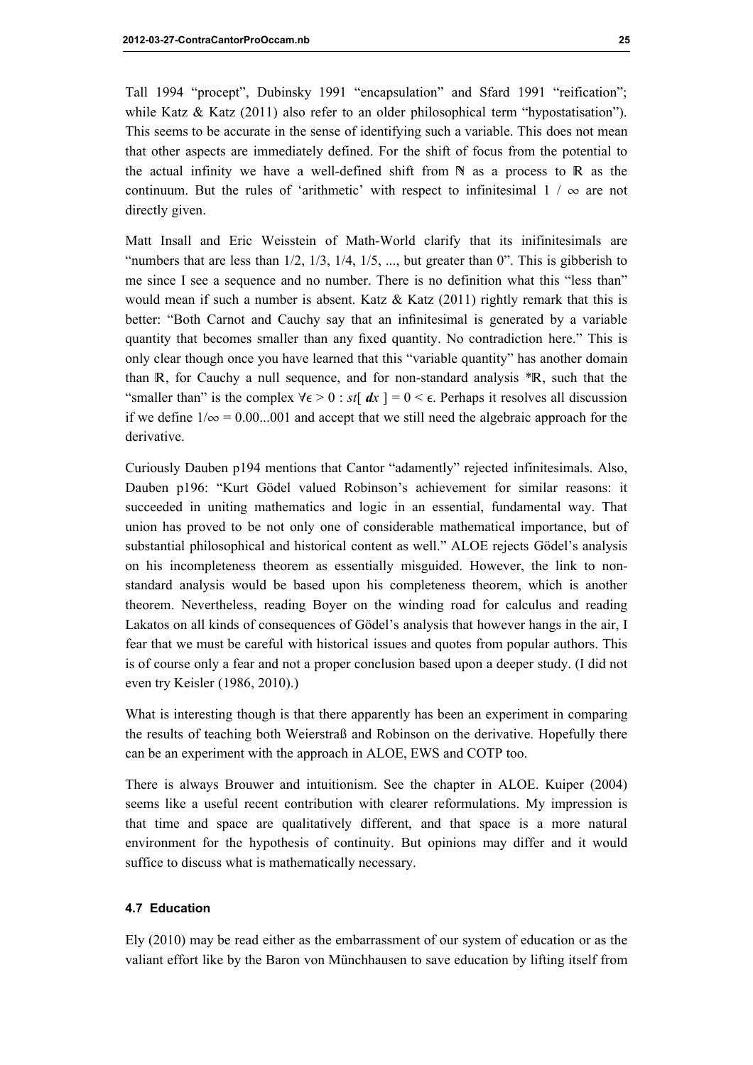Tall 1994 "procept", Dubinsky 1991 "encapsulation" and Sfard 1991 "reification"; while Katz & Katz (2011) also refer to an older philosophical term "hypostatisation"). This seems to be accurate in the sense of identifying such a variable. This does not mean that other aspects are immediately defined. For the shift of focus from the potential to the actual infinity we have a well-defined shift from $\mathbb{N}$ as a process to $\mathbb{R}$ as the continuum. But the rules of 'arithmetic' with respect to infinitesimal $1 / \infty$ are not directly given.

Matt Insall and Eric Weisstein of Math-World clarify that its inifinitesimals are "numbers that are less than 1/2, 1/3, 1/4, 1/5, ..., but greater than 0". This is gibberish to me since I see a sequence and no number. There is no definition what this "less than" would mean if such a number is absent. Katz & Katz (2011) rightly remark that this is better: "Both Carnot and Cauchy say that an infinitesimal is generated by a variable quantity that becomes smaller than any fixed quantity. No contradiction here." This is only clear though once you have learned that this "variable quantity" has another domain than $\mathbb{R}$, for Cauchy a null sequence, and for non-standard analysis $^*\mathbb{R}$, such that the "smaller than" is the complex $\forall \epsilon > 0 : st[\,\boldsymbol{dx}\,] = 0 < \epsilon$. Perhaps it resolves all discussion if we define $1/\infty = 0.00...001$ and accept that we still need the algebraic approach for the derivative.

Curiously Dauben p194 mentions that Cantor "adamently" rejected infinitesimals. Also, Dauben p196: "Kurt Gödel valued Robinson's achievement for similar reasons: it succeeded in uniting mathematics and logic in an essential, fundamental way. That union has proved to be not only one of considerable mathematical importance, but of substantial philosophical and historical content as well." ALOE rejects Gödel's analysis on his incompleteness theorem as essentially misguided. However, the link to non-standard analysis would be based upon his completeness theorem, which is another theorem. Nevertheless, reading Boyer on the winding road for calculus and reading Lakatos on all kinds of consequences of Gödel's analysis that however hangs in the air, I fear that we must be careful with historical issues and quotes from popular authors. This is of course only a fear and not a proper conclusion based upon a deeper study. (I did not even try Keisler (1986, 2010).)

What is interesting though is that there apparently has been an experiment in comparing the results of teaching both Weierstraß and Robinson on the derivative. Hopefully there can be an experiment with the approach in ALOE, EWS and COTP too.

There is always Brouwer and intuitionism. See the chapter in ALOE. Kuiper (2004) seems like a useful recent contribution with clearer reformulations. My impression is that time and space are qualitatively different, and that space is a more natural environment for the hypothesis of continuity. But opinions may differ and it would suffice to discuss what is mathematically necessary.

### 4.7 Education

Ely (2010) may be read either as the embarrassment of our system of education or as the valiant effort like by the Baron von Münchhausen to save education by lifting itself from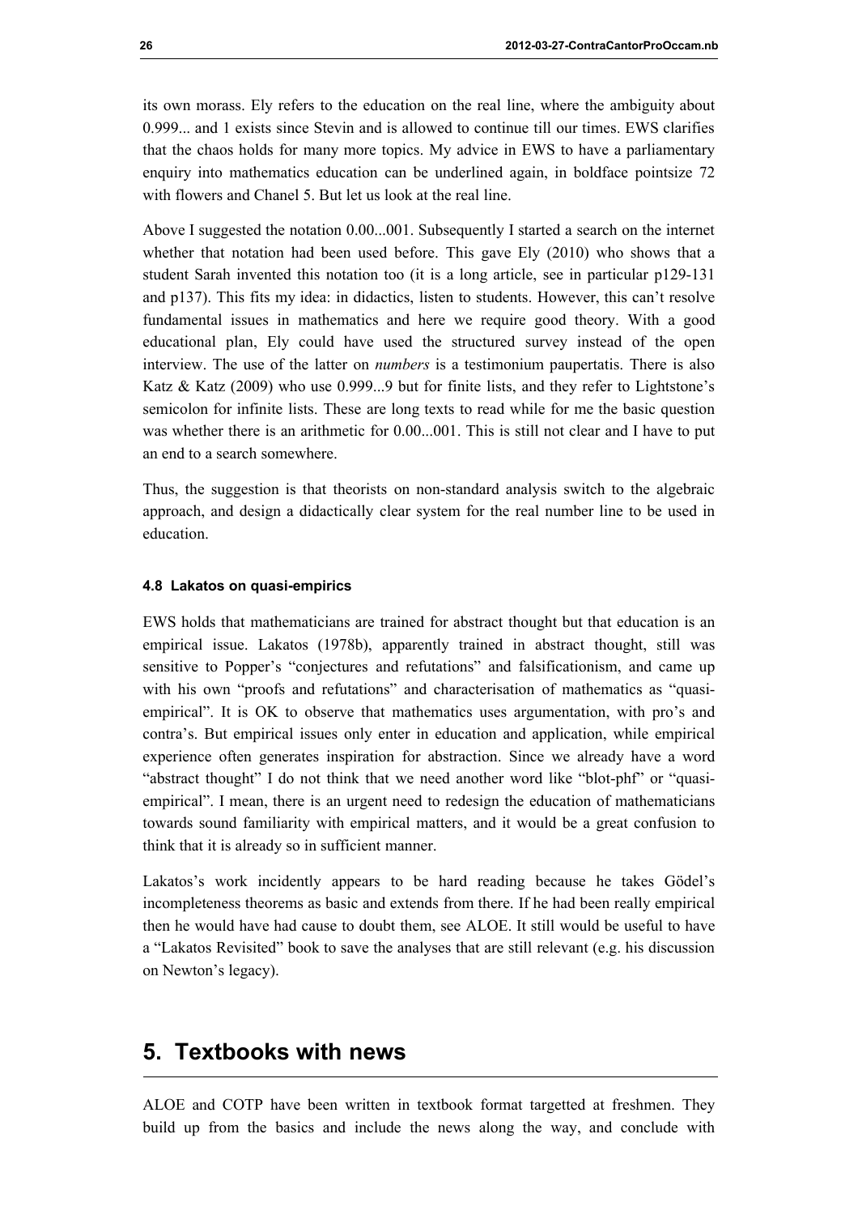its own morass. Ely refers to the education on the real line, where the ambiguity about 0.999... and 1 exists since Stevin and is allowed to continue till our times. EWS clarifies that the chaos holds for many more topics. My advice in EWS to have a parliamentary enquiry into mathematics education can be underlined again, in boldface pointsize 72 with flowers and Chanel 5. But let us look at the real line.

Above I suggested the notation 0.00...001. Subsequently I started a search on the internet whether that notation had been used before. This gave Ely (2010) who shows that a student Sarah invented this notation too (it is a long article, see in particular p129-131 and p137). This fits my idea: in didactics, listen to students. However, this can't resolve fundamental issues in mathematics and here we require good theory. With a good educational plan, Ely could have used the structured survey instead of the open interview. The use of the latter on *numbers* is a testimonium paupertatis. There is also Katz & Katz (2009) who use 0.999...9 but for finite lists, and they refer to Lightstone's semicolon for infinite lists. These are long texts to read while for me the basic question was whether there is an arithmetic for 0.00...001. This is still not clear and I have to put an end to a search somewhere.

Thus, the suggestion is that theorists on non-standard analysis switch to the algebraic approach, and design a didactically clear system for the real number line to be used in education.

#### 4.8 Lakatos on quasi-empirics

EWS holds that mathematicians are trained for abstract thought but that education is an empirical issue. Lakatos (1978b), apparently trained in abstract thought, still was sensitive to Popper's "conjectures and refutations" and falsificationism, and came up with his own "proofs and refutations" and characterisation of mathematics as "quasi-empirical". It is OK to observe that mathematics uses argumentation, with pro's and contra's. But empirical issues only enter in education and application, while empirical experience often generates inspiration for abstraction. Since we already have a word "abstract thought" I do not think that we need another word like "blot-phf" or "quasi-empirical". I mean, there is an urgent need to redesign the education of mathematicians towards sound familiarity with empirical matters, and it would be a great confusion to think that it is already so in sufficient manner.

Lakatos's work incidently appears to be hard reading because he takes Gödel's incompleteness theorems as basic and extends from there. If he had been really empirical then he would have had cause to doubt them, see ALOE. It still would be useful to have a "Lakatos Revisited" book to save the analyses that are still relevant (e.g. his discussion on Newton's legacy).

## 5. Textbooks with news

ALOE and COTP have been written in textbook format targetted at freshmen. They build up from the basics and include the news along the way, and conclude with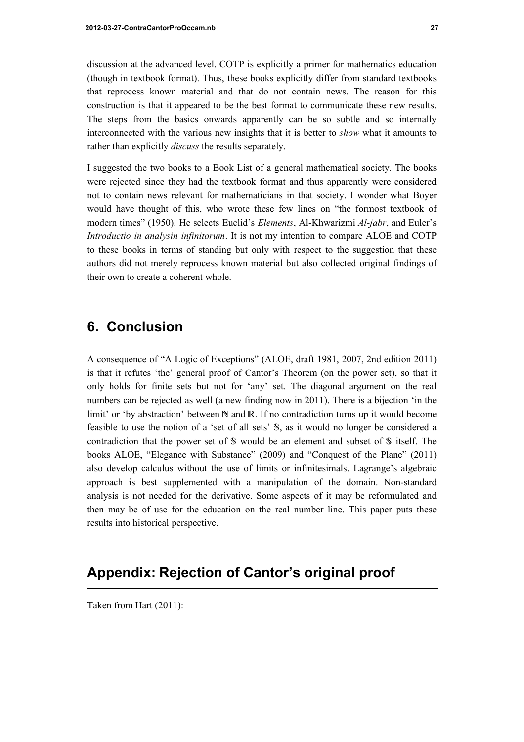discussion at the advanced level. COTP is explicitly a primer for mathematics education (though in textbook format). Thus, these books explicitly differ from standard textbooks that reprocess known material and that do not contain news. The reason for this construction is that it appeared to be the best format to communicate these new results. The steps from the basics onwards apparently can be so subtle and so internally interconnected with the various new insights that it is better to *show* what it amounts to rather than explicitly *discuss* the results separately.

I suggested the two books to a Book List of a general mathematical society. The books were rejected since they had the textbook format and thus apparently were considered not to contain news relevant for mathematicians in that society. I wonder what Boyer would have thought of this, who wrote these few lines on "the formost textbook of modern times" (1950). He selects Euclid's *Elements*, Al-Khwarizmi *Al-jabr*, and Euler's *Introductio in analysin infinitorum*. It is not my intention to compare ALOE and COTP to these books in terms of standing but only with respect to the suggestion that these authors did not merely reprocess known material but also collected original findings of their own to create a coherent whole.

## 6. Conclusion

A consequence of "A Logic of Exceptions" (ALOE, draft 1981, 2007, 2nd edition 2011) is that it refutes 'the' general proof of Cantor's Theorem (on the power set), so that it only holds for finite sets but not for 'any' set. The diagonal argument on the real numbers can be rejected as well (a new finding now in 2011). There is a bijection 'in the limit' or 'by abstraction' between $\mathbb{N}$ and $\mathbb{R}$. If no contradiction turns up it would become feasible to use the notion of a 'set of all sets' $\mathbb{S}$, as it would no longer be considered a contradiction that the power set of $\mathbb{S}$ would be an element and subset of $\mathbb{S}$ itself. The books ALOE, "Elegance with Substance" (2009) and "Conquest of the Plane" (2011) also develop calculus without the use of limits or infinitesimals. Lagrange's algebraic approach is best supplemented with a manipulation of the domain. Non-standard analysis is not needed for the derivative. Some aspects of it may be reformulated and then may be of use for the education on the real number line. This paper puts these results into historical perspective.

## Appendix: Rejection of Cantor's original proof

Taken from Hart (2011):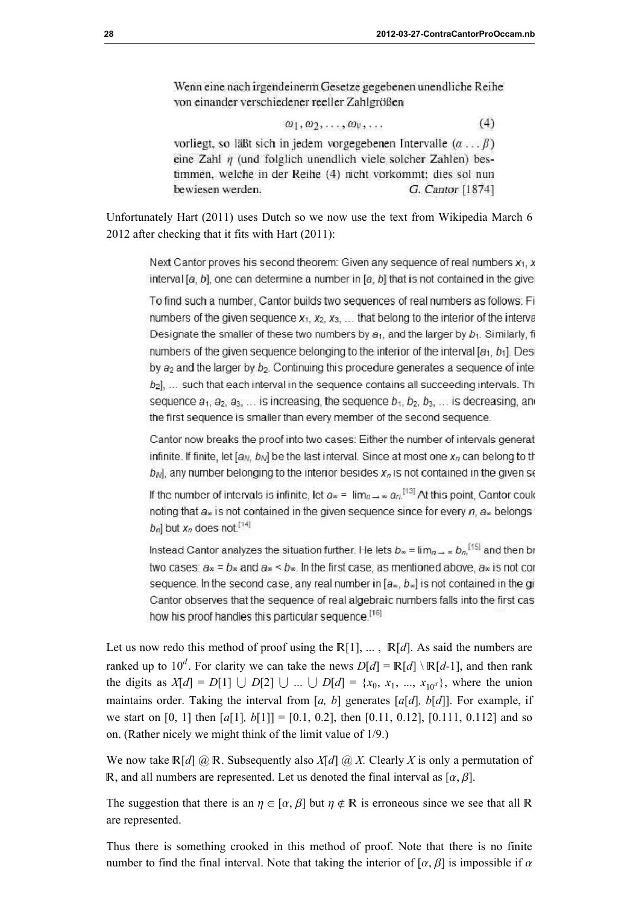> Wenn eine nach irgendeinerm Gesetze gegebenen unendliche Reihe von einander verschiedener reeller Zahlgrößen
>
> $$\omega_1, \omega_2, \ldots, \omega_\nu, \ldots \qquad (4)$$
>
> vorliegt, so läßt sich in jedem vorgegebenen Intervalle $(\alpha \ldots \beta)$ eine Zahl $\eta$ (und folglich unendlich viele solcher Zahlen) bestimmen, welche in der Reihe (4) nicht vorkommt; dies sol nun bewiesen werden. *G. Cantor* [1874]

Unfortunately Hart (2011) uses Dutch so we now use the text from Wikipedia March 6 2012 after checking that it fits with Hart (2011):

> Next Cantor proves his second theorem: Given any sequence of real numbers $x_1$, $x$ interval $[a, b]$, one can determine a number in $[a, b]$ that is not contained in the give
>
> To find such a number, Cantor builds two sequences of real numbers as follows: Fi numbers of the given sequence $x_1$, $x_2$, $x_3$, ... that belong to the interior of the interva Designate the smaller of these two numbers by $a_1$, and the larger by $b_1$. Similarly, fi numbers of the given sequence belonging to the interior of the interval $[a_1, b_1]$. Des by $a_2$ and the larger by $b_2$. Continuing this procedure generates a sequence of inte $b_2]$, ... such that each interval in the sequence contains all succeeding intervals. Th sequence $a_1$, $a_2$, $a_3$, ... is increasing, the sequence $b_1$, $b_2$, $b_3$, ... is decreasing, an the first sequence is smaller than every member of the second sequence.
>
> Cantor now breaks the proof into two cases: Either the number of intervals generat infinite. If finite, let $[a_N, b_N]$ be the last interval. Since at most one $x_n$ can belong to th $b_N]$, any number belonging to the interior besides $x_n$ is not contained in the given se
>
> If the number of intervals is infinite, let $a_\infty = \lim_{n\to\infty} a_n$.[13] At this point, Cantor coul noting that $a_\infty$ is not contained in the given sequence since for every $n$, $a_\infty$ belongs $b_n]$ but $x_n$ does not.[14]
>
> Instead Cantor analyzes the situation further. He lets $b_\infty = \lim_{n\to\infty} b_n$,[15] and then br two cases: $a_\infty = b_\infty$ and $a_\infty < b_\infty$. In the first case, as mentioned above, $a_\infty$ is not co sequence. In the second case, any real number in $[a_\infty, b_\infty]$ is not contained in the gi Cantor observes that the sequence of real algebraic numbers falls into the first cas how his proof handles this particular sequence.[16]

Let us now redo this method of proof using the $\mathbb{R}[1]$, ... , $\mathbb{R}[d]$. As said the numbers are ranked up to $10^d$. For clarity we can take the news $D[d] = \mathbb{R}[d] \setminus \mathbb{R}[d\text{-}1]$, and then rank the digits as $X[d] = D[1] \cup D[2] \cup \ldots \cup D[d] = \{x_0, x_1, \ldots, x_{10^d}\}$, where the union maintains order. Taking the interval from $[a, b]$ generates $[a[d], b[d]]$. For example, if we start on $[0, 1]$ then $[a[1], b[1]] = [0.1, 0.2]$, then $[0.11, 0.12]$, $[0.111, 0.112]$ and so on. (Rather nicely we might think of the limit value of 1/9.)

We now take $\mathbb{R}[d]$ @ $\mathbb{R}$. Subsequently also $X[d]$ @ $X$. Clearly $X$ is only a permutation of $\mathbb{R}$, and all numbers are represented. Let us denoted the final interval as $[\alpha, \beta]$.

The suggestion that there is an $\eta \in [\alpha, \beta]$ but $\eta \notin \mathbb{R}$ is erroneous since we see that all $\mathbb{R}$ are represented.

Thus there is something crooked in this method of proof. Note that there is no finite number to find the final interval. Note that taking the interior of $[\alpha, \beta]$ is impossible if $\alpha$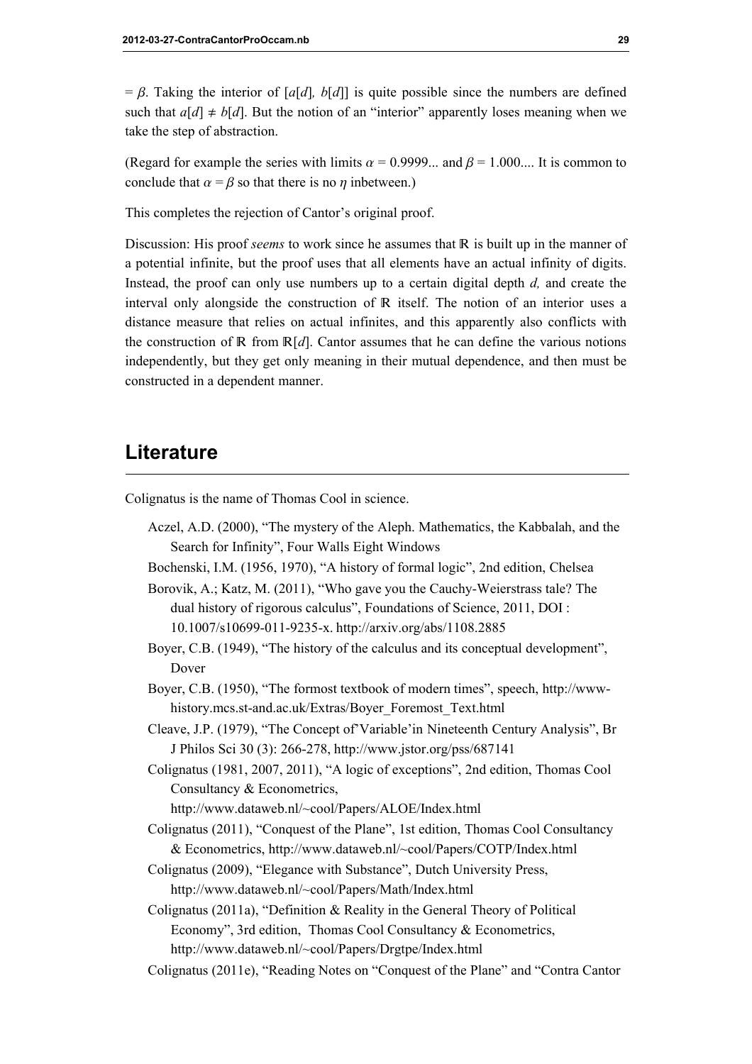$= \beta$. Taking the interior of $[a[d], b[d]]$ is quite possible since the numbers are defined such that $a[d] \neq b[d]$. But the notion of an "interior" apparently loses meaning when we take the step of abstraction.

(Regard for example the series with limits $\alpha = 0.9999...$ and $\beta = 1.000....$ It is common to conclude that $\alpha = \beta$ so that there is no $\eta$ inbetween.)

This completes the rejection of Cantor's original proof.

Discussion: His proof *seems* to work since he assumes that $\mathbb{R}$ is built up in the manner of a potential infinite, but the proof uses that all elements have an actual infinity of digits. Instead, the proof can only use numbers up to a certain digital depth *d,* and create the interval only alongside the construction of $\mathbb{R}$ itself. The notion of an interior uses a distance measure that relies on actual infinites, and this apparently also conflicts with the construction of $\mathbb{R}$ from $\mathbb{R}[d]$. Cantor assumes that he can define the various notions independently, but they get only meaning in their mutual dependence, and then must be constructed in a dependent manner.

# Literature

Colignatus is the name of Thomas Cool in science.

Aczel, A.D. (2000), "The mystery of the Aleph. Mathematics, the Kabbalah, and the Search for Infinity", Four Walls Eight Windows

Bochenski, I.M. (1956, 1970), "A history of formal logic", 2nd edition, Chelsea

Borovik, A.; Katz, M. (2011), "Who gave you the Cauchy-Weierstrass tale? The dual history of rigorous calculus", Foundations of Science, 2011, DOI : 10.1007/s10699-011-9235-x. http://arxiv.org/abs/1108.2885

Boyer, C.B. (1949), "The history of the calculus and its conceptual development", Dover

Boyer, C.B. (1950), "The formost textbook of modern times", speech, http://www-history.mcs.st-and.ac.uk/Extras/Boyer_Foremost_Text.html

Cleave, J.P. (1979), "The Concept of'Variable'in Nineteenth Century Analysis", Br J Philos Sci 30 (3): 266-278, http://www.jstor.org/pss/687141

Colignatus (1981, 2007, 2011), "A logic of exceptions", 2nd edition, Thomas Cool Consultancy & Econometrics, http://www.dataweb.nl/~cool/Papers/ALOE/Index.html

Colignatus (2011), "Conquest of the Plane", 1st edition, Thomas Cool Consultancy & Econometrics, http://www.dataweb.nl/~cool/Papers/COTP/Index.html

Colignatus (2009), "Elegance with Substance", Dutch University Press, http://www.dataweb.nl/~cool/Papers/Math/Index.html

Colignatus (2011a), "Definition & Reality in the General Theory of Political Economy", 3rd edition, Thomas Cool Consultancy & Econometrics, http://www.dataweb.nl/~cool/Papers/Drgtpe/Index.html

Colignatus (2011e), "Reading Notes on "Conquest of the Plane" and "Contra Cantor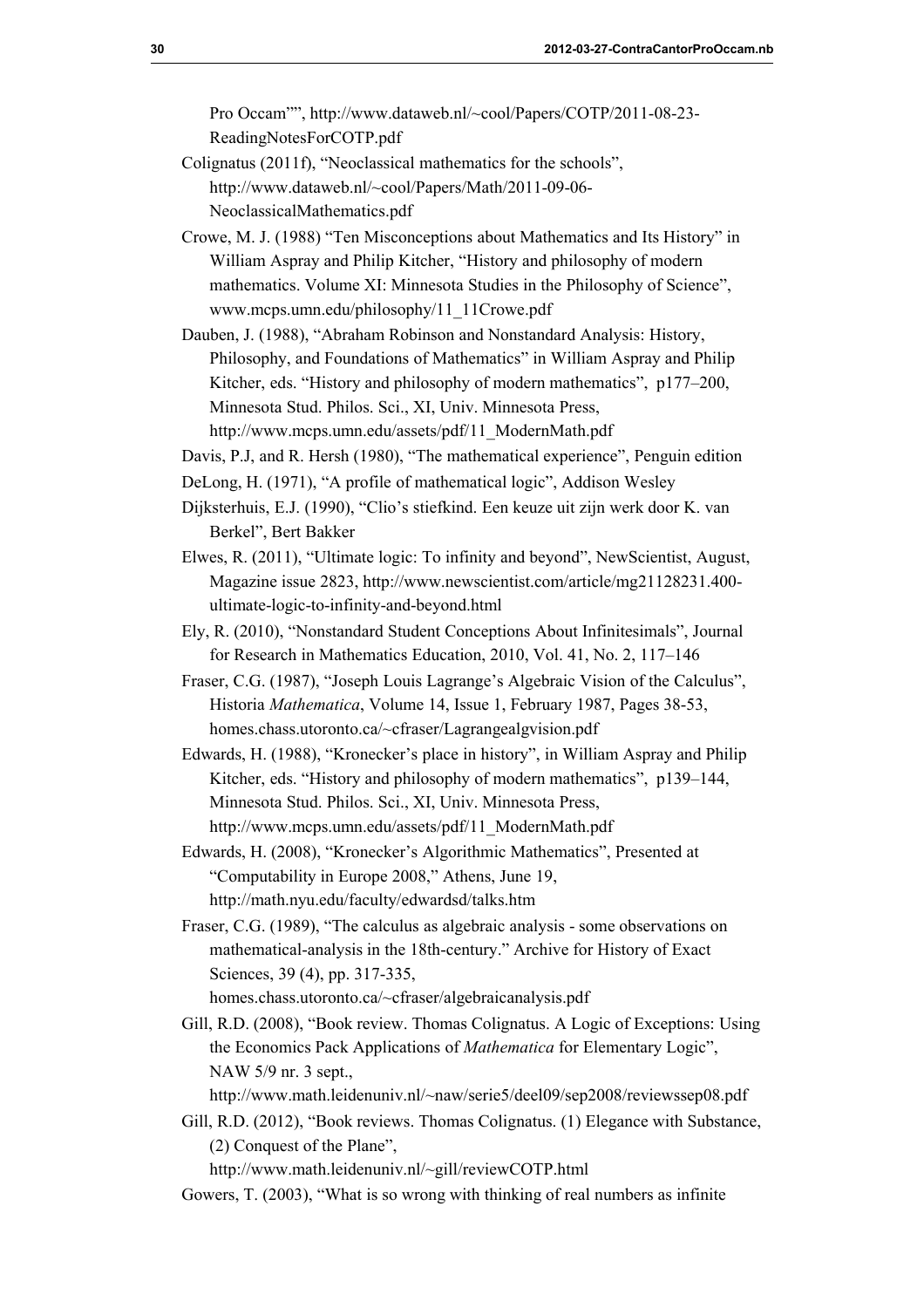Pro Occam"", http://www.dataweb.nl/~cool/Papers/COTP/2011-08-23-ReadingNotesForCOTP.pdf

Colignatus (2011f), "Neoclassical mathematics for the schools", http://www.dataweb.nl/~cool/Papers/Math/2011-09-06-NeoclassicalMathematics.pdf

Crowe, M. J. (1988) "Ten Misconceptions about Mathematics and Its History" in William Aspray and Philip Kitcher, "History and philosophy of modern mathematics. Volume XI: Minnesota Studies in the Philosophy of Science", www.mcps.umn.edu/philosophy/11_11Crowe.pdf

Dauben, J. (1988), "Abraham Robinson and Nonstandard Analysis: History, Philosophy, and Foundations of Mathematics" in William Aspray and Philip Kitcher, eds. "History and philosophy of modern mathematics", p177–200, Minnesota Stud. Philos. Sci., XI, Univ. Minnesota Press, http://www.mcps.umn.edu/assets/pdf/11_ModernMath.pdf

Davis, P.J, and R. Hersh (1980), "The mathematical experience", Penguin edition

DeLong, H. (1971), "A profile of mathematical logic", Addison Wesley

Dijksterhuis, E.J. (1990), "Clio's stiefkind. Een keuze uit zijn werk door K. van Berkel", Bert Bakker

Elwes, R. (2011), "Ultimate logic: To infinity and beyond", NewScientist, August, Magazine issue 2823, http://www.newscientist.com/article/mg21128231.400-ultimate-logic-to-infinity-and-beyond.html

Ely, R. (2010), "Nonstandard Student Conceptions About Infinitesimals", Journal for Research in Mathematics Education, 2010, Vol. 41, No. 2, 117–146

Fraser, C.G. (1987), "Joseph Louis Lagrange's Algebraic Vision of the Calculus", Historia *Mathematica*, Volume 14, Issue 1, February 1987, Pages 38-53, homes.chass.utoronto.ca/~cfraser/Lagrangealgvision.pdf

Edwards, H. (1988), "Kronecker's place in history", in William Aspray and Philip Kitcher, eds. "History and philosophy of modern mathematics", p139–144, Minnesota Stud. Philos. Sci., XI, Univ. Minnesota Press, http://www.mcps.umn.edu/assets/pdf/11_ModernMath.pdf

Edwards, H. (2008), "Kronecker's Algorithmic Mathematics", Presented at "Computability in Europe 2008," Athens, June 19, http://math.nyu.edu/faculty/edwardsd/talks.htm

Fraser, C.G. (1989), "The calculus as algebraic analysis - some observations on mathematical-analysis in the 18th-century." Archive for History of Exact Sciences, 39 (4), pp. 317-335, homes.chass.utoronto.ca/~cfraser/algebraicanalysis.pdf

Gill, R.D. (2008), "Book review. Thomas Colignatus. A Logic of Exceptions: Using the Economics Pack Applications of *Mathematica* for Elementary Logic", NAW 5/9 nr. 3 sept., http://www.math.leidenuniv.nl/~naw/serie5/deel09/sep2008/reviewssep08.pdf

Gill, R.D. (2012), "Book reviews. Thomas Colignatus. (1) Elegance with Substance, (2) Conquest of the Plane", http://www.math.leidenuniv.nl/~gill/reviewCOTP.html

Gowers, T. (2003), "What is so wrong with thinking of real numbers as infinite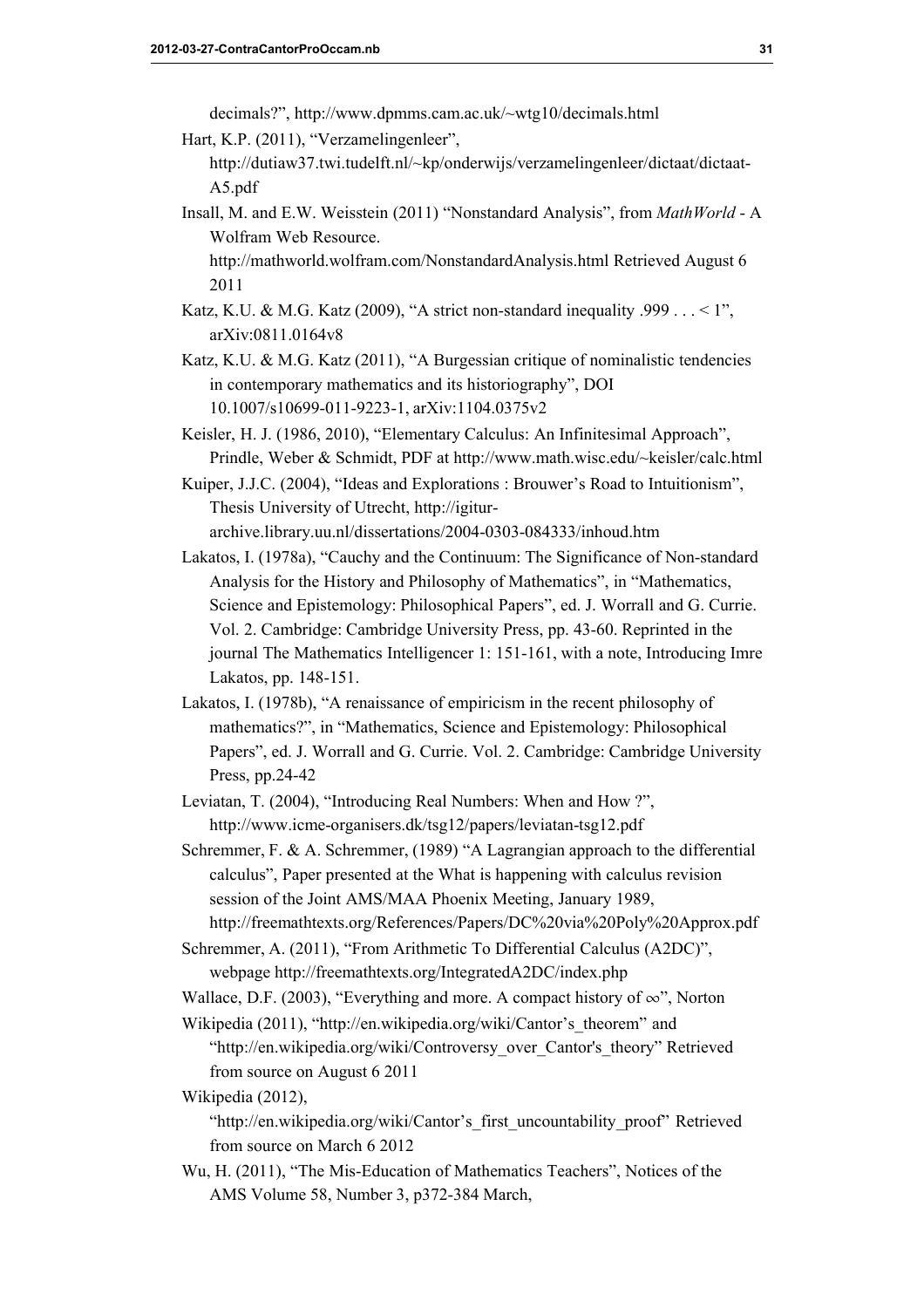decimals?", http://www.dpmms.cam.ac.uk/~wtg10/decimals.html

Hart, K.P. (2011), "Verzamelingenleer", http://dutiaw37.twi.tudelft.nl/~kp/onderwijs/verzamelingenleer/dictaat/dictaat-A5.pdf

Insall, M. and E.W. Weisstein (2011) "Nonstandard Analysis", from *MathWorld* - A Wolfram Web Resource. http://mathworld.wolfram.com/NonstandardAnalysis.html Retrieved August 6 2011

Katz, K.U. & M.G. Katz (2009), "A strict non-standard inequality .999 . . . < 1", arXiv:0811.0164v8

Katz, K.U. & M.G. Katz (2011), "A Burgessian critique of nominalistic tendencies in contemporary mathematics and its historiography", DOI 10.1007/s10699-011-9223-1, arXiv:1104.0375v2

Keisler, H. J. (1986, 2010), "Elementary Calculus: An Infinitesimal Approach", Prindle, Weber & Schmidt, PDF at http://www.math.wisc.edu/~keisler/calc.html

Kuiper, J.J.C. (2004), "Ideas and Explorations : Brouwer's Road to Intuitionism", Thesis University of Utrecht, http://igitur-archive.library.uu.nl/dissertations/2004-0303-084333/inhoud.htm

Lakatos, I. (1978a), "Cauchy and the Continuum: The Significance of Non-standard Analysis for the History and Philosophy of Mathematics", in "Mathematics, Science and Epistemology: Philosophical Papers", ed. J. Worrall and G. Currie. Vol. 2. Cambridge: Cambridge University Press, pp. 43-60. Reprinted in the journal The Mathematics Intelligencer 1: 151-161, with a note, Introducing Imre Lakatos, pp. 148-151.

Lakatos, I. (1978b), "A renaissance of empiricism in the recent philosophy of mathematics?", in "Mathematics, Science and Epistemology: Philosophical Papers", ed. J. Worrall and G. Currie. Vol. 2. Cambridge: Cambridge University Press, pp.24-42

Leviatan, T. (2004), "Introducing Real Numbers: When and How ?", http://www.icme-organisers.dk/tsg12/papers/leviatan-tsg12.pdf

Schremmer, F. & A. Schremmer, (1989) "A Lagrangian approach to the differential calculus", Paper presented at the What is happening with calculus revision session of the Joint AMS/MAA Phoenix Meeting, January 1989, http://freemathtexts.org/References/Papers/DC%20via%20Poly%20Approx.pdf

Schremmer, A. (2011), "From Arithmetic To Differential Calculus (A2DC)", webpage http://freemathtexts.org/IntegratedA2DC/index.php

Wallace, D.F. (2003), "Everything and more. A compact history of $\infty$", Norton

Wikipedia (2011), "http://en.wikipedia.org/wiki/Cantor's_theorem" and "http://en.wikipedia.org/wiki/Controversy_over_Cantor's_theory" Retrieved from source on August 6 2011

Wikipedia (2012), "http://en.wikipedia.org/wiki/Cantor's_first_uncountability_proof" Retrieved from source on March 6 2012

Wu, H. (2011), "The Mis-Education of Mathematics Teachers", Notices of the AMS Volume 58, Number 3, p372-384 March,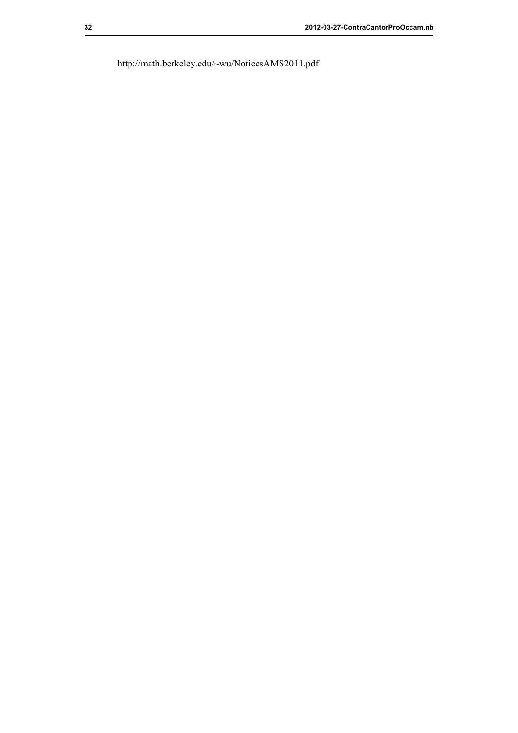http://math.berkeley.edu/~wu/NoticesAMS2011.pdf